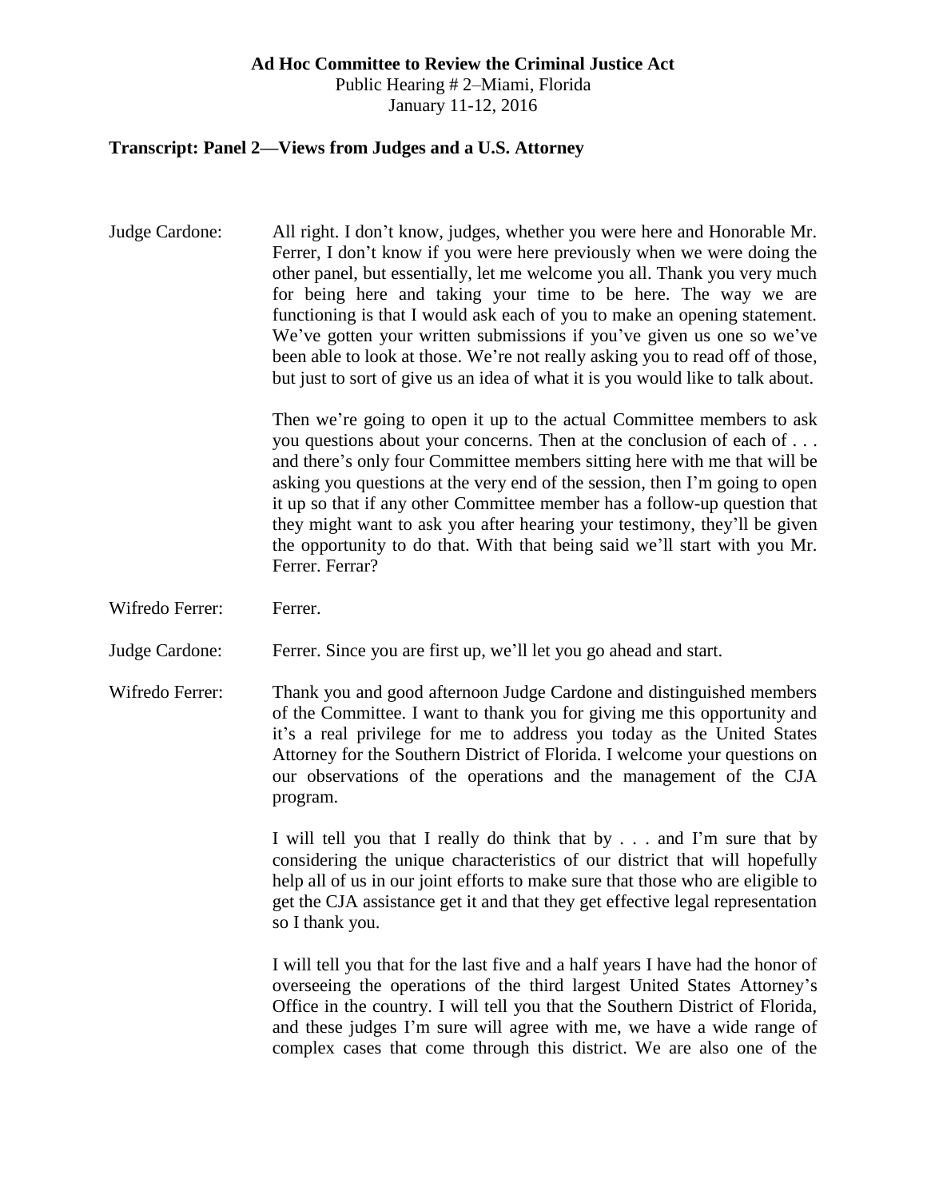**Ad Hoc Committee to Review the Criminal Justice Act**
Public Hearing # 2–Miami, Florida
January 11-12, 2016

## Transcript: Panel 2—Views from Judges and a U.S. Attorney

**Judge Cardone:** All right. I don't know, judges, whether you were here and Honorable Mr. Ferrer, I don't know if you were here previously when we were doing the other panel, but essentially, let me welcome you all. Thank you very much for being here and taking your time to be here. The way we are functioning is that I would ask each of you to make an opening statement. We've gotten your written submissions if you've given us one so we've been able to look at those. We're not really asking you to read off of those, but just to sort of give us an idea of what it is you would like to talk about.

Then we're going to open it up to the actual Committee members to ask you questions about your concerns. Then at the conclusion of each of . . . and there's only four Committee members sitting here with me that will be asking you questions at the very end of the session, then I'm going to open it up so that if any other Committee member has a follow-up question that they might want to ask you after hearing your testimony, they'll be given the opportunity to do that. With that being said we'll start with you Mr. Ferrer. Ferrar?

**Wifredo Ferrer:** Ferrer.

**Judge Cardone:** Ferrer. Since you are first up, we'll let you go ahead and start.

**Wifredo Ferrer:** Thank you and good afternoon Judge Cardone and distinguished members of the Committee. I want to thank you for giving me this opportunity and it's a real privilege for me to address you today as the United States Attorney for the Southern District of Florida. I welcome your questions on our observations of the operations and the management of the CJA program.

I will tell you that I really do think that by . . . and I'm sure that by considering the unique characteristics of our district that will hopefully help all of us in our joint efforts to make sure that those who are eligible to get the CJA assistance get it and that they get effective legal representation so I thank you.

I will tell you that for the last five and a half years I have had the honor of overseeing the operations of the third largest United States Attorney's Office in the country. I will tell you that the Southern District of Florida, and these judges I'm sure will agree with me, we have a wide range of complex cases that come through this district. We are also one of the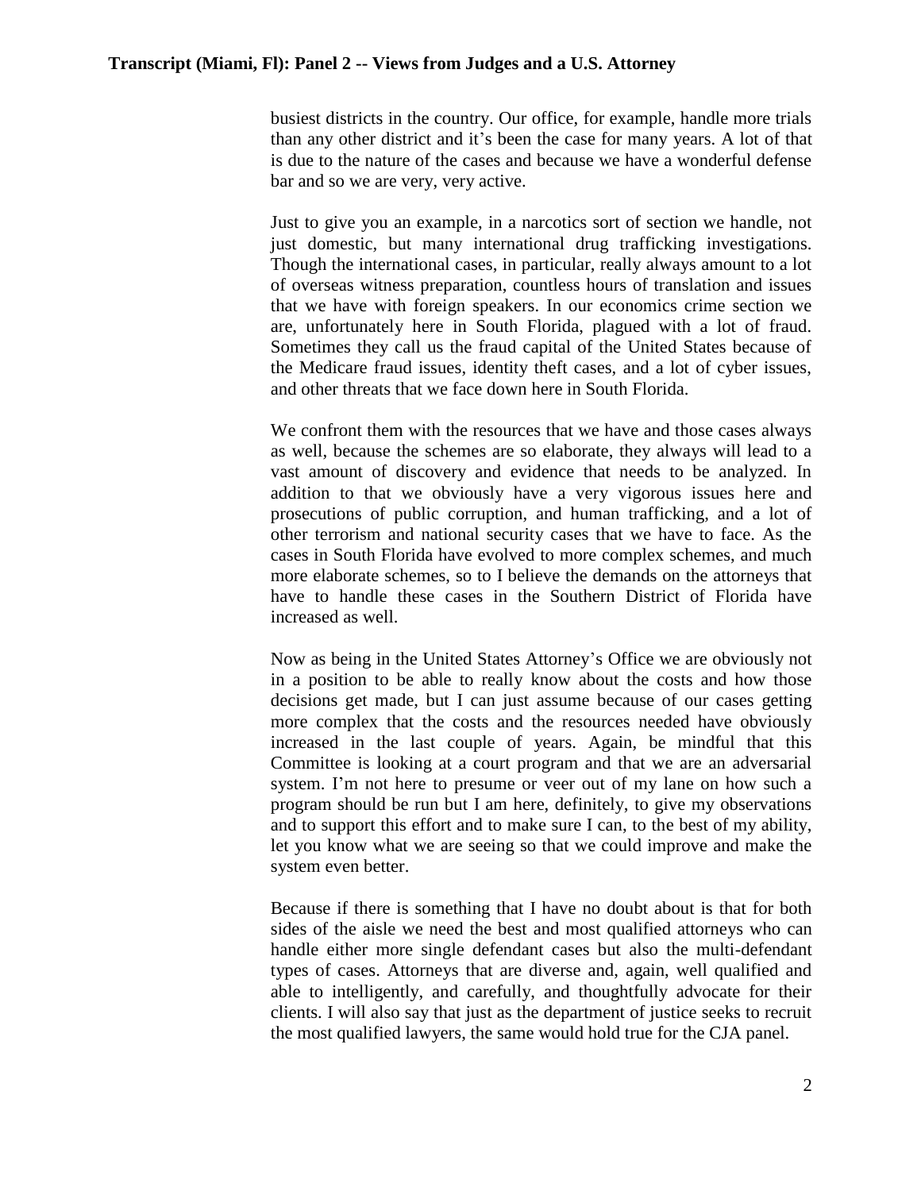busiest districts in the country. Our office, for example, handle more trials than any other district and it's been the case for many years. A lot of that is due to the nature of the cases and because we have a wonderful defense bar and so we are very, very active.

Just to give you an example, in a narcotics sort of section we handle, not just domestic, but many international drug trafficking investigations. Though the international cases, in particular, really always amount to a lot of overseas witness preparation, countless hours of translation and issues that we have with foreign speakers. In our economics crime section we are, unfortunately here in South Florida, plagued with a lot of fraud. Sometimes they call us the fraud capital of the United States because of the Medicare fraud issues, identity theft cases, and a lot of cyber issues, and other threats that we face down here in South Florida.

We confront them with the resources that we have and those cases always as well, because the schemes are so elaborate, they always will lead to a vast amount of discovery and evidence that needs to be analyzed. In addition to that we obviously have a very vigorous issues here and prosecutions of public corruption, and human trafficking, and a lot of other terrorism and national security cases that we have to face. As the cases in South Florida have evolved to more complex schemes, and much more elaborate schemes, so to I believe the demands on the attorneys that have to handle these cases in the Southern District of Florida have increased as well.

Now as being in the United States Attorney's Office we are obviously not in a position to be able to really know about the costs and how those decisions get made, but I can just assume because of our cases getting more complex that the costs and the resources needed have obviously increased in the last couple of years. Again, be mindful that this Committee is looking at a court program and that we are an adversarial system. I'm not here to presume or veer out of my lane on how such a program should be run but I am here, definitely, to give my observations and to support this effort and to make sure I can, to the best of my ability, let you know what we are seeing so that we could improve and make the system even better.

Because if there is something that I have no doubt about is that for both sides of the aisle we need the best and most qualified attorneys who can handle either more single defendant cases but also the multi-defendant types of cases. Attorneys that are diverse and, again, well qualified and able to intelligently, and carefully, and thoughtfully advocate for their clients. I will also say that just as the department of justice seeks to recruit the most qualified lawyers, the same would hold true for the CJA panel.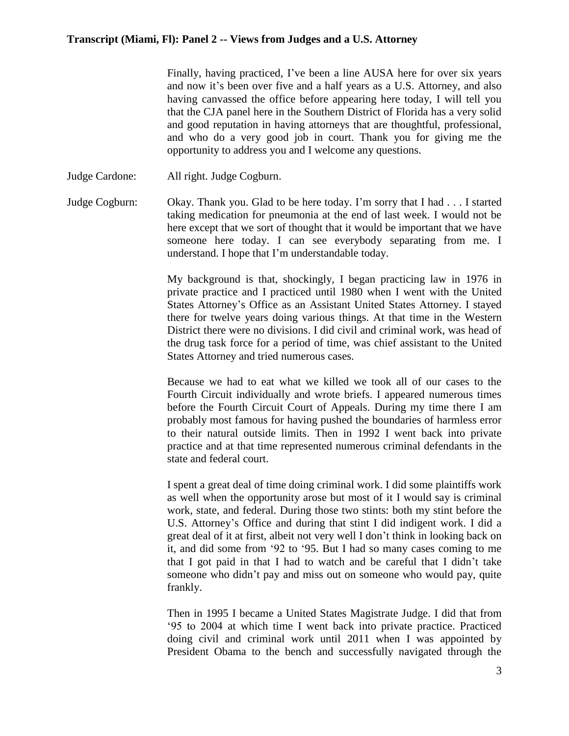Finally, having practiced, I've been a line AUSA here for over six years and now it's been over five and a half years as a U.S. Attorney, and also having canvassed the office before appearing here today, I will tell you that the CJA panel here in the Southern District of Florida has a very solid and good reputation in having attorneys that are thoughtful, professional, and who do a very good job in court. Thank you for giving me the opportunity to address you and I welcome any questions.

Judge Cardone: All right. Judge Cogburn.

Judge Cogburn: Okay. Thank you. Glad to be here today. I'm sorry that I had . . . I started taking medication for pneumonia at the end of last week. I would not be here except that we sort of thought that it would be important that we have someone here today. I can see everybody separating from me. I understand. I hope that I'm understandable today.

My background is that, shockingly, I began practicing law in 1976 in private practice and I practiced until 1980 when I went with the United States Attorney's Office as an Assistant United States Attorney. I stayed there for twelve years doing various things. At that time in the Western District there were no divisions. I did civil and criminal work, was head of the drug task force for a period of time, was chief assistant to the United States Attorney and tried numerous cases.

Because we had to eat what we killed we took all of our cases to the Fourth Circuit individually and wrote briefs. I appeared numerous times before the Fourth Circuit Court of Appeals. During my time there I am probably most famous for having pushed the boundaries of harmless error to their natural outside limits. Then in 1992 I went back into private practice and at that time represented numerous criminal defendants in the state and federal court.

I spent a great deal of time doing criminal work. I did some plaintiffs work as well when the opportunity arose but most of it I would say is criminal work, state, and federal. During those two stints: both my stint before the U.S. Attorney's Office and during that stint I did indigent work. I did a great deal of it at first, albeit not very well I don't think in looking back on it, and did some from '92 to '95. But I had so many cases coming to me that I got paid in that I had to watch and be careful that I didn't take someone who didn't pay and miss out on someone who would pay, quite frankly.

Then in 1995 I became a United States Magistrate Judge. I did that from '95 to 2004 at which time I went back into private practice. Practiced doing civil and criminal work until 2011 when I was appointed by President Obama to the bench and successfully navigated through the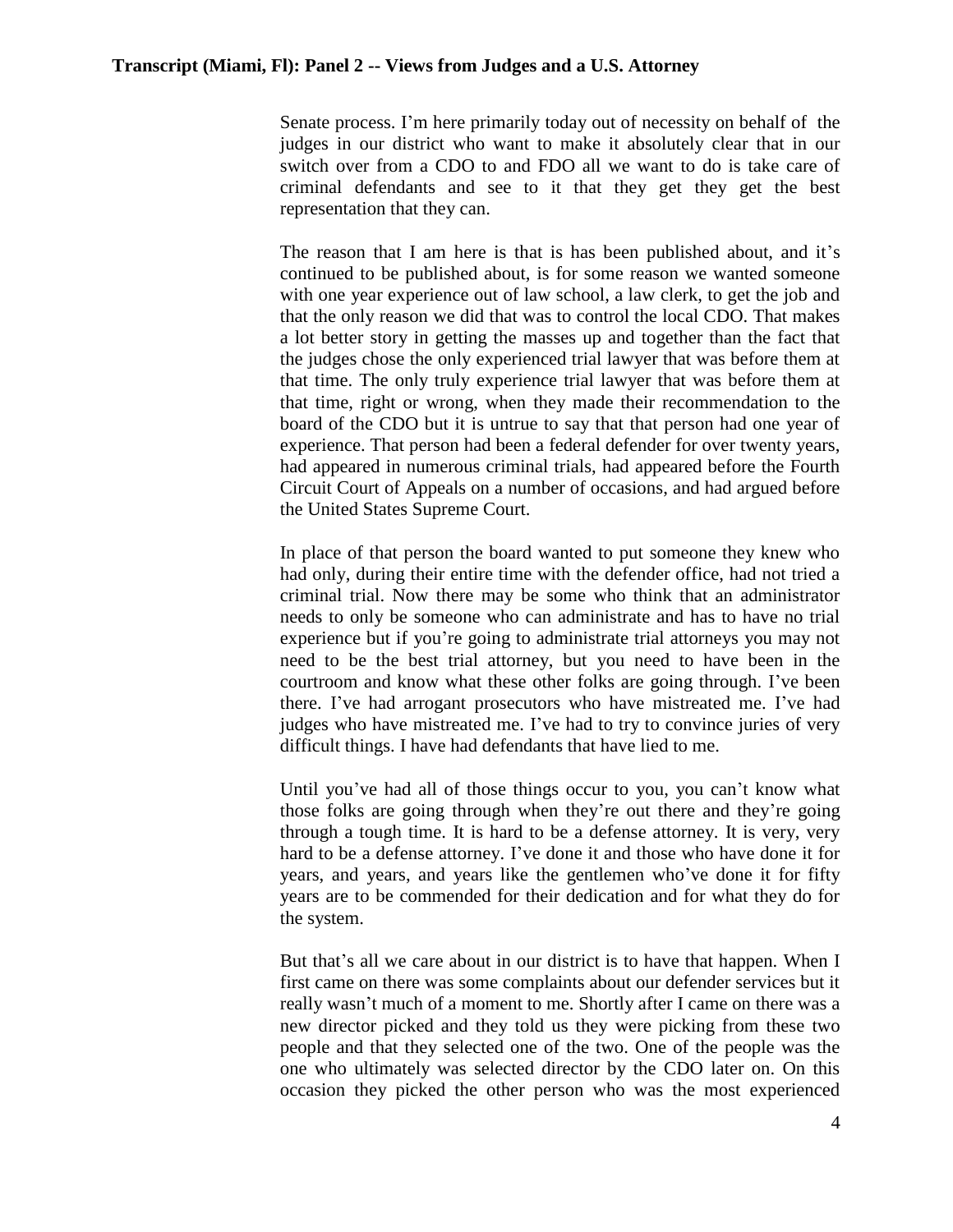Senate process. I'm here primarily today out of necessity on behalf of the judges in our district who want to make it absolutely clear that in our switch over from a CDO to and FDO all we want to do is take care of criminal defendants and see to it that they get they get the best representation that they can.

The reason that I am here is that is has been published about, and it's continued to be published about, is for some reason we wanted someone with one year experience out of law school, a law clerk, to get the job and that the only reason we did that was to control the local CDO. That makes a lot better story in getting the masses up and together than the fact that the judges chose the only experienced trial lawyer that was before them at that time. The only truly experience trial lawyer that was before them at that time, right or wrong, when they made their recommendation to the board of the CDO but it is untrue to say that that person had one year of experience. That person had been a federal defender for over twenty years, had appeared in numerous criminal trials, had appeared before the Fourth Circuit Court of Appeals on a number of occasions, and had argued before the United States Supreme Court.

In place of that person the board wanted to put someone they knew who had only, during their entire time with the defender office, had not tried a criminal trial. Now there may be some who think that an administrator needs to only be someone who can administrate and has to have no trial experience but if you're going to administrate trial attorneys you may not need to be the best trial attorney, but you need to have been in the courtroom and know what these other folks are going through. I've been there. I've had arrogant prosecutors who have mistreated me. I've had judges who have mistreated me. I've had to try to convince juries of very difficult things. I have had defendants that have lied to me.

Until you've had all of those things occur to you, you can't know what those folks are going through when they're out there and they're going through a tough time. It is hard to be a defense attorney. It is very, very hard to be a defense attorney. I've done it and those who have done it for years, and years, and years like the gentlemen who've done it for fifty years are to be commended for their dedication and for what they do for the system.

But that's all we care about in our district is to have that happen. When I first came on there was some complaints about our defender services but it really wasn't much of a moment to me. Shortly after I came on there was a new director picked and they told us they were picking from these two people and that they selected one of the two. One of the people was the one who ultimately was selected director by the CDO later on. On this occasion they picked the other person who was the most experienced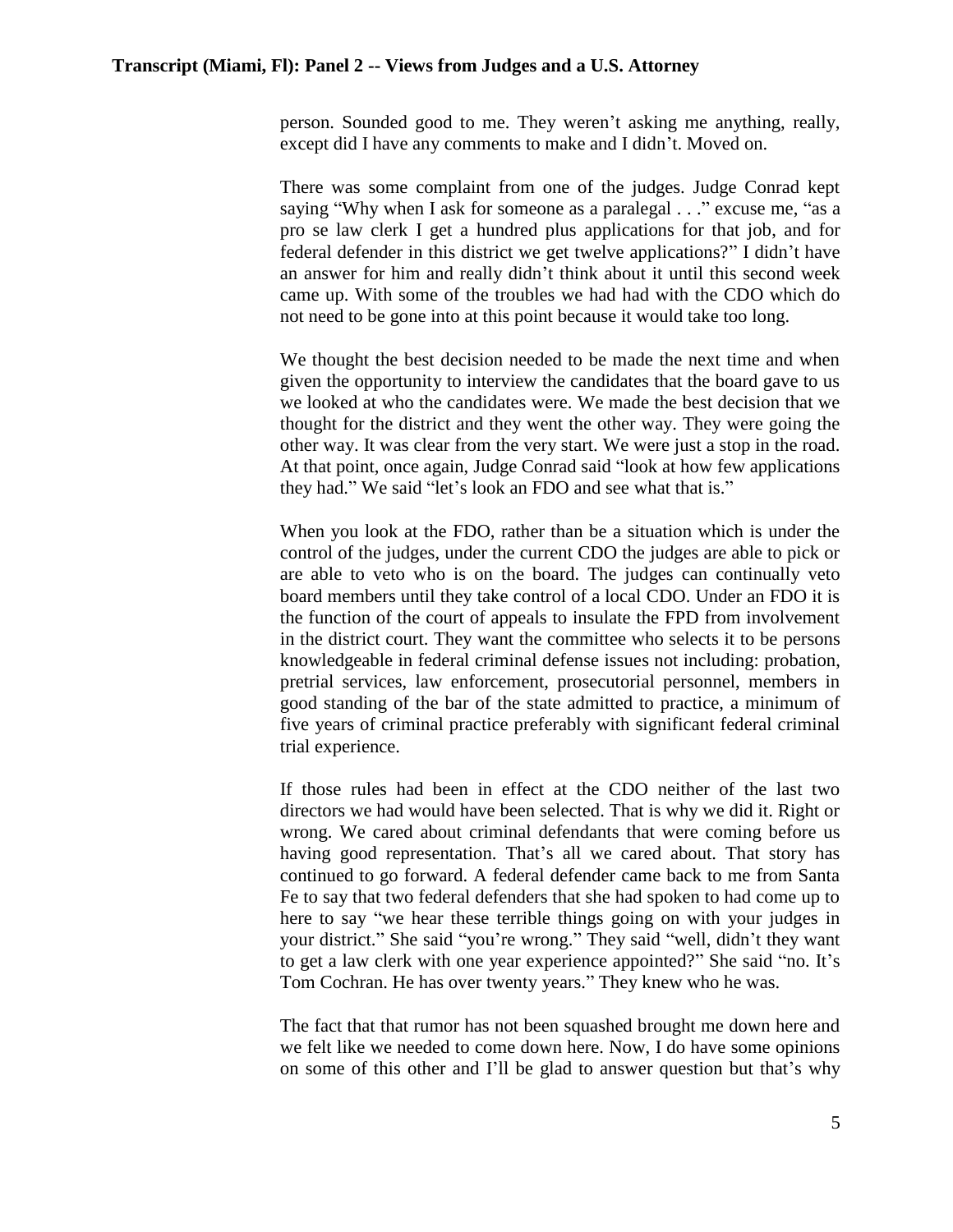person. Sounded good to me. They weren't asking me anything, really, except did I have any comments to make and I didn't. Moved on.

There was some complaint from one of the judges. Judge Conrad kept saying "Why when I ask for someone as a paralegal . . ." excuse me, "as a pro se law clerk I get a hundred plus applications for that job, and for federal defender in this district we get twelve applications?" I didn't have an answer for him and really didn't think about it until this second week came up. With some of the troubles we had had with the CDO which do not need to be gone into at this point because it would take too long.

We thought the best decision needed to be made the next time and when given the opportunity to interview the candidates that the board gave to us we looked at who the candidates were. We made the best decision that we thought for the district and they went the other way. They were going the other way. It was clear from the very start. We were just a stop in the road. At that point, once again, Judge Conrad said "look at how few applications they had." We said "let's look an FDO and see what that is."

When you look at the FDO, rather than be a situation which is under the control of the judges, under the current CDO the judges are able to pick or are able to veto who is on the board. The judges can continually veto board members until they take control of a local CDO. Under an FDO it is the function of the court of appeals to insulate the FPD from involvement in the district court. They want the committee who selects it to be persons knowledgeable in federal criminal defense issues not including: probation, pretrial services, law enforcement, prosecutorial personnel, members in good standing of the bar of the state admitted to practice, a minimum of five years of criminal practice preferably with significant federal criminal trial experience.

If those rules had been in effect at the CDO neither of the last two directors we had would have been selected. That is why we did it. Right or wrong. We cared about criminal defendants that were coming before us having good representation. That's all we cared about. That story has continued to go forward. A federal defender came back to me from Santa Fe to say that two federal defenders that she had spoken to had come up to here to say "we hear these terrible things going on with your judges in your district." She said "you're wrong." They said "well, didn't they want to get a law clerk with one year experience appointed?" She said "no. It's Tom Cochran. He has over twenty years." They knew who he was.

The fact that that rumor has not been squashed brought me down here and we felt like we needed to come down here. Now, I do have some opinions on some of this other and I'll be glad to answer question but that's why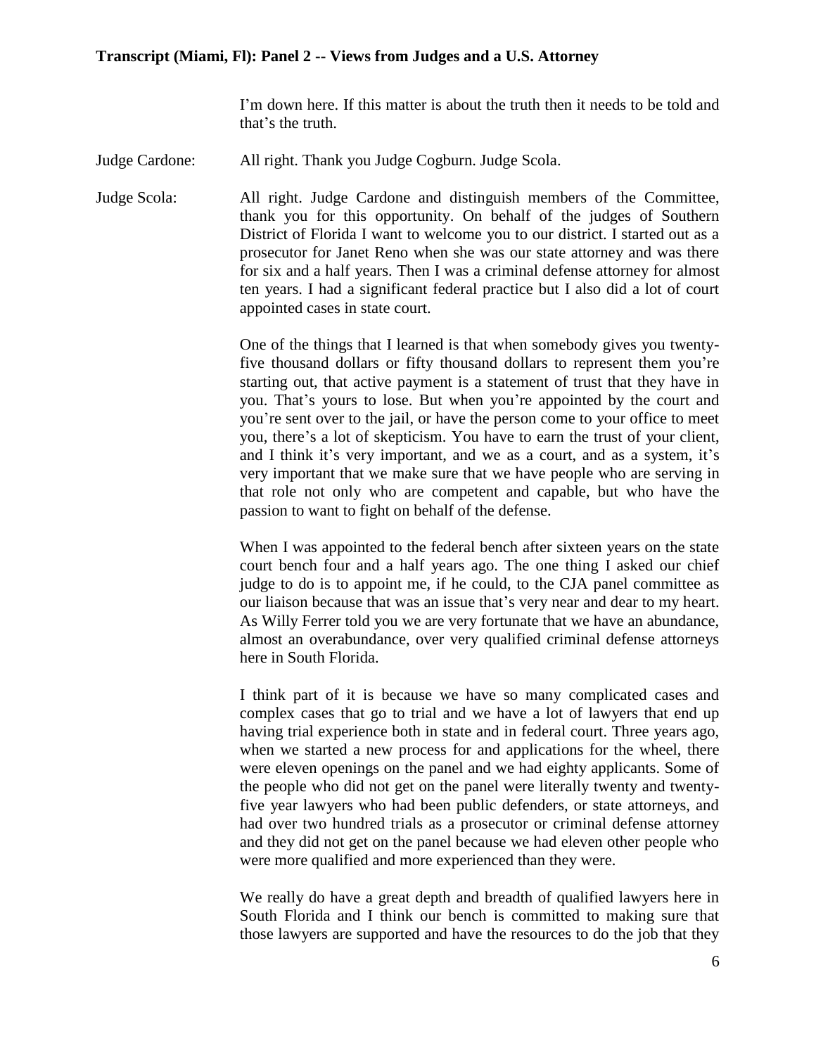I'm down here. If this matter is about the truth then it needs to be told and that's the truth.

**Judge Cardone:** All right. Thank you Judge Cogburn. Judge Scola.

**Judge Scola:** All right. Judge Cardone and distinguish members of the Committee, thank you for this opportunity. On behalf of the judges of Southern District of Florida I want to welcome you to our district. I started out as a prosecutor for Janet Reno when she was our state attorney and was there for six and a half years. Then I was a criminal defense attorney for almost ten years. I had a significant federal practice but I also did a lot of court appointed cases in state court.

One of the things that I learned is that when somebody gives you twenty-five thousand dollars or fifty thousand dollars to represent them you're starting out, that active payment is a statement of trust that they have in you. That's yours to lose. But when you're appointed by the court and you're sent over to the jail, or have the person come to your office to meet you, there's a lot of skepticism. You have to earn the trust of your client, and I think it's very important, and we as a court, and as a system, it's very important that we make sure that we have people who are serving in that role not only who are competent and capable, but who have the passion to want to fight on behalf of the defense.

When I was appointed to the federal bench after sixteen years on the state court bench four and a half years ago. The one thing I asked our chief judge to do is to appoint me, if he could, to the CJA panel committee as our liaison because that was an issue that's very near and dear to my heart. As Willy Ferrer told you we are very fortunate that we have an abundance, almost an overabundance, over very qualified criminal defense attorneys here in South Florida.

I think part of it is because we have so many complicated cases and complex cases that go to trial and we have a lot of lawyers that end up having trial experience both in state and in federal court. Three years ago, when we started a new process for and applications for the wheel, there were eleven openings on the panel and we had eighty applicants. Some of the people who did not get on the panel were literally twenty and twenty-five year lawyers who had been public defenders, or state attorneys, and had over two hundred trials as a prosecutor or criminal defense attorney and they did not get on the panel because we had eleven other people who were more qualified and more experienced than they were.

We really do have a great depth and breadth of qualified lawyers here in South Florida and I think our bench is committed to making sure that those lawyers are supported and have the resources to do the job that they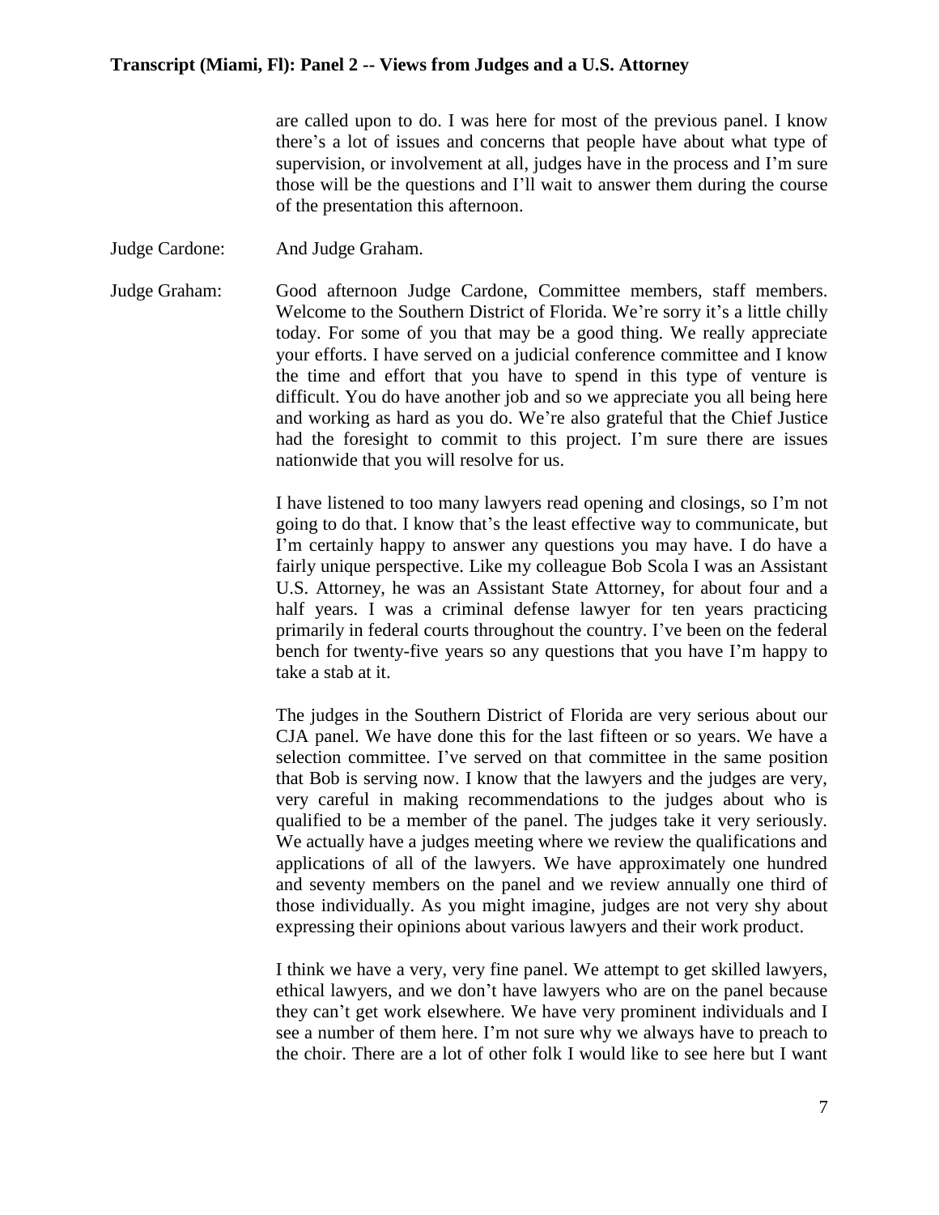are called upon to do. I was here for most of the previous panel. I know there's a lot of issues and concerns that people have about what type of supervision, or involvement at all, judges have in the process and I'm sure those will be the questions and I'll wait to answer them during the course of the presentation this afternoon.

Judge Cardone: And Judge Graham.

Judge Graham: Good afternoon Judge Cardone, Committee members, staff members. Welcome to the Southern District of Florida. We're sorry it's a little chilly today. For some of you that may be a good thing. We really appreciate your efforts. I have served on a judicial conference committee and I know the time and effort that you have to spend in this type of venture is difficult. You do have another job and so we appreciate you all being here and working as hard as you do. We're also grateful that the Chief Justice had the foresight to commit to this project. I'm sure there are issues nationwide that you will resolve for us.

I have listened to too many lawyers read opening and closings, so I'm not going to do that. I know that's the least effective way to communicate, but I'm certainly happy to answer any questions you may have. I do have a fairly unique perspective. Like my colleague Bob Scola I was an Assistant U.S. Attorney, he was an Assistant State Attorney, for about four and a half years. I was a criminal defense lawyer for ten years practicing primarily in federal courts throughout the country. I've been on the federal bench for twenty-five years so any questions that you have I'm happy to take a stab at it.

The judges in the Southern District of Florida are very serious about our CJA panel. We have done this for the last fifteen or so years. We have a selection committee. I've served on that committee in the same position that Bob is serving now. I know that the lawyers and the judges are very, very careful in making recommendations to the judges about who is qualified to be a member of the panel. The judges take it very seriously. We actually have a judges meeting where we review the qualifications and applications of all of the lawyers. We have approximately one hundred and seventy members on the panel and we review annually one third of those individually. As you might imagine, judges are not very shy about expressing their opinions about various lawyers and their work product.

I think we have a very, very fine panel. We attempt to get skilled lawyers, ethical lawyers, and we don't have lawyers who are on the panel because they can't get work elsewhere. We have very prominent individuals and I see a number of them here. I'm not sure why we always have to preach to the choir. There are a lot of other folk I would like to see here but I want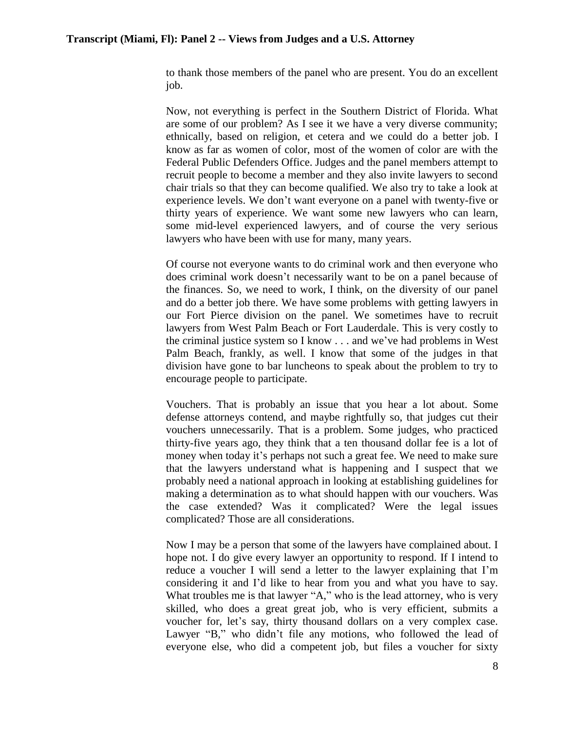to thank those members of the panel who are present. You do an excellent job.

Now, not everything is perfect in the Southern District of Florida. What are some of our problem? As I see it we have a very diverse community; ethnically, based on religion, et cetera and we could do a better job. I know as far as women of color, most of the women of color are with the Federal Public Defenders Office. Judges and the panel members attempt to recruit people to become a member and they also invite lawyers to second chair trials so that they can become qualified. We also try to take a look at experience levels. We don't want everyone on a panel with twenty-five or thirty years of experience. We want some new lawyers who can learn, some mid-level experienced lawyers, and of course the very serious lawyers who have been with use for many, many years.

Of course not everyone wants to do criminal work and then everyone who does criminal work doesn't necessarily want to be on a panel because of the finances. So, we need to work, I think, on the diversity of our panel and do a better job there. We have some problems with getting lawyers in our Fort Pierce division on the panel. We sometimes have to recruit lawyers from West Palm Beach or Fort Lauderdale. This is very costly to the criminal justice system so I know . . . and we've had problems in West Palm Beach, frankly, as well. I know that some of the judges in that division have gone to bar luncheons to speak about the problem to try to encourage people to participate.

Vouchers. That is probably an issue that you hear a lot about. Some defense attorneys contend, and maybe rightfully so, that judges cut their vouchers unnecessarily. That is a problem. Some judges, who practiced thirty-five years ago, they think that a ten thousand dollar fee is a lot of money when today it's perhaps not such a great fee. We need to make sure that the lawyers understand what is happening and I suspect that we probably need a national approach in looking at establishing guidelines for making a determination as to what should happen with our vouchers. Was the case extended? Was it complicated? Were the legal issues complicated? Those are all considerations.

Now I may be a person that some of the lawyers have complained about. I hope not. I do give every lawyer an opportunity to respond. If I intend to reduce a voucher I will send a letter to the lawyer explaining that I'm considering it and I'd like to hear from you and what you have to say. What troubles me is that lawyer "A," who is the lead attorney, who is very skilled, who does a great great job, who is very efficient, submits a voucher for, let's say, thirty thousand dollars on a very complex case. Lawyer "B," who didn't file any motions, who followed the lead of everyone else, who did a competent job, but files a voucher for sixty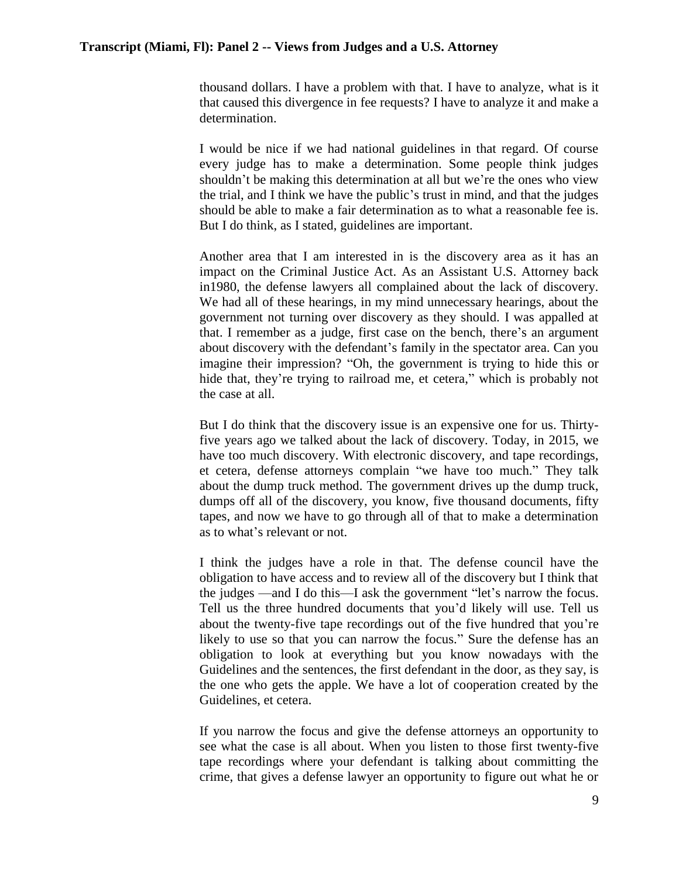thousand dollars. I have a problem with that. I have to analyze, what is it that caused this divergence in fee requests? I have to analyze it and make a determination.

I would be nice if we had national guidelines in that regard. Of course every judge has to make a determination. Some people think judges shouldn't be making this determination at all but we're the ones who view the trial, and I think we have the public's trust in mind, and that the judges should be able to make a fair determination as to what a reasonable fee is. But I do think, as I stated, guidelines are important.

Another area that I am interested in is the discovery area as it has an impact on the Criminal Justice Act. As an Assistant U.S. Attorney back in1980, the defense lawyers all complained about the lack of discovery. We had all of these hearings, in my mind unnecessary hearings, about the government not turning over discovery as they should. I was appalled at that. I remember as a judge, first case on the bench, there's an argument about discovery with the defendant's family in the spectator area. Can you imagine their impression? "Oh, the government is trying to hide this or hide that, they're trying to railroad me, et cetera," which is probably not the case at all.

But I do think that the discovery issue is an expensive one for us. Thirty-five years ago we talked about the lack of discovery. Today, in 2015, we have too much discovery. With electronic discovery, and tape recordings, et cetera, defense attorneys complain "we have too much." They talk about the dump truck method. The government drives up the dump truck, dumps off all of the discovery, you know, five thousand documents, fifty tapes, and now we have to go through all of that to make a determination as to what's relevant or not.

I think the judges have a role in that. The defense council have the obligation to have access and to review all of the discovery but I think that the judges —and I do this—I ask the government "let's narrow the focus. Tell us the three hundred documents that you'd likely will use. Tell us about the twenty-five tape recordings out of the five hundred that you're likely to use so that you can narrow the focus." Sure the defense has an obligation to look at everything but you know nowadays with the Guidelines and the sentences, the first defendant in the door, as they say, is the one who gets the apple. We have a lot of cooperation created by the Guidelines, et cetera.

If you narrow the focus and give the defense attorneys an opportunity to see what the case is all about. When you listen to those first twenty-five tape recordings where your defendant is talking about committing the crime, that gives a defense lawyer an opportunity to figure out what he or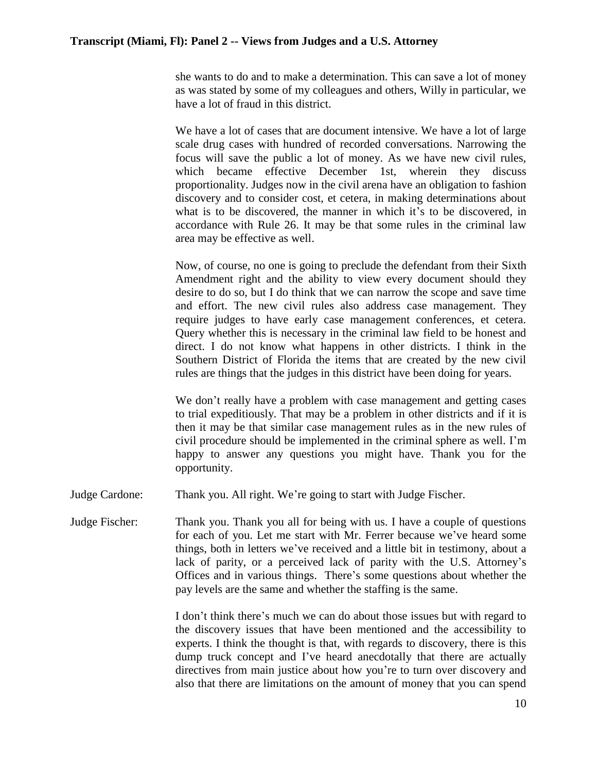she wants to do and to make a determination. This can save a lot of money as was stated by some of my colleagues and others, Willy in particular, we have a lot of fraud in this district.

We have a lot of cases that are document intensive. We have a lot of large scale drug cases with hundred of recorded conversations. Narrowing the focus will save the public a lot of money. As we have new civil rules, which became effective December 1st, wherein they discuss proportionality. Judges now in the civil arena have an obligation to fashion discovery and to consider cost, et cetera, in making determinations about what is to be discovered, the manner in which it's to be discovered, in accordance with Rule 26. It may be that some rules in the criminal law area may be effective as well.

Now, of course, no one is going to preclude the defendant from their Sixth Amendment right and the ability to view every document should they desire to do so, but I do think that we can narrow the scope and save time and effort. The new civil rules also address case management. They require judges to have early case management conferences, et cetera. Query whether this is necessary in the criminal law field to be honest and direct. I do not know what happens in other districts. I think in the Southern District of Florida the items that are created by the new civil rules are things that the judges in this district have been doing for years.

We don't really have a problem with case management and getting cases to trial expeditiously. That may be a problem in other districts and if it is then it may be that similar case management rules as in the new rules of civil procedure should be implemented in the criminal sphere as well. I'm happy to answer any questions you might have. Thank you for the opportunity.

Judge Cardone: Thank you. All right. We're going to start with Judge Fischer.

Judge Fischer: Thank you. Thank you all for being with us. I have a couple of questions for each of you. Let me start with Mr. Ferrer because we've heard some things, both in letters we've received and a little bit in testimony, about a lack of parity, or a perceived lack of parity with the U.S. Attorney's Offices and in various things. There's some questions about whether the pay levels are the same and whether the staffing is the same.

I don't think there's much we can do about those issues but with regard to the discovery issues that have been mentioned and the accessibility to experts. I think the thought is that, with regards to discovery, there is this dump truck concept and I've heard anecdotally that there are actually directives from main justice about how you're to turn over discovery and also that there are limitations on the amount of money that you can spend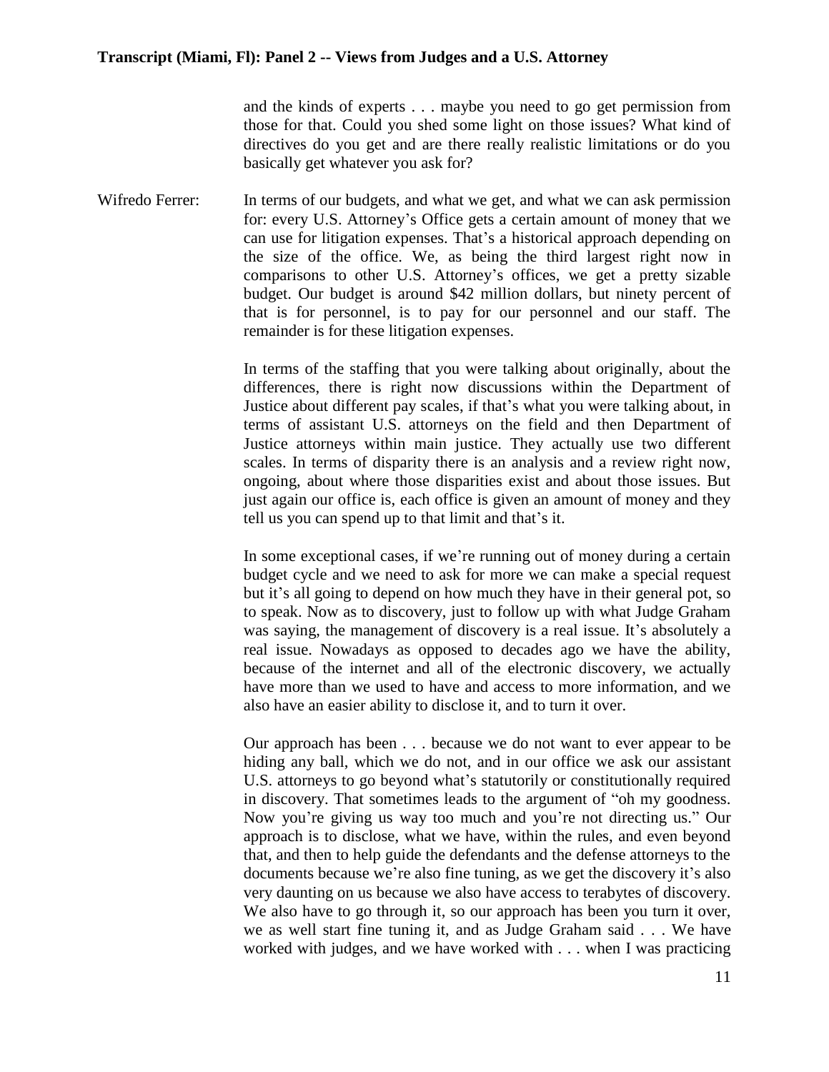and the kinds of experts . . . maybe you need to go get permission from those for that. Could you shed some light on those issues? What kind of directives do you get and are there really realistic limitations or do you basically get whatever you ask for?

Wifredo Ferrer: In terms of our budgets, and what we get, and what we can ask permission for: every U.S. Attorney's Office gets a certain amount of money that we can use for litigation expenses. That's a historical approach depending on the size of the office. We, as being the third largest right now in comparisons to other U.S. Attorney's offices, we get a pretty sizable budget. Our budget is around $42 million dollars, but ninety percent of that is for personnel, is to pay for our personnel and our staff. The remainder is for these litigation expenses.

In terms of the staffing that you were talking about originally, about the differences, there is right now discussions within the Department of Justice about different pay scales, if that's what you were talking about, in terms of assistant U.S. attorneys on the field and then Department of Justice attorneys within main justice. They actually use two different scales. In terms of disparity there is an analysis and a review right now, ongoing, about where those disparities exist and about those issues. But just again our office is, each office is given an amount of money and they tell us you can spend up to that limit and that's it.

In some exceptional cases, if we're running out of money during a certain budget cycle and we need to ask for more we can make a special request but it's all going to depend on how much they have in their general pot, so to speak. Now as to discovery, just to follow up with what Judge Graham was saying, the management of discovery is a real issue. It's absolutely a real issue. Nowadays as opposed to decades ago we have the ability, because of the internet and all of the electronic discovery, we actually have more than we used to have and access to more information, and we also have an easier ability to disclose it, and to turn it over.

Our approach has been . . . because we do not want to ever appear to be hiding any ball, which we do not, and in our office we ask our assistant U.S. attorneys to go beyond what's statutorily or constitutionally required in discovery. That sometimes leads to the argument of "oh my goodness. Now you're giving us way too much and you're not directing us." Our approach is to disclose, what we have, within the rules, and even beyond that, and then to help guide the defendants and the defense attorneys to the documents because we're also fine tuning, as we get the discovery it's also very daunting on us because we also have access to terabytes of discovery. We also have to go through it, so our approach has been you turn it over, we as well start fine tuning it, and as Judge Graham said . . . We have worked with judges, and we have worked with . . . when I was practicing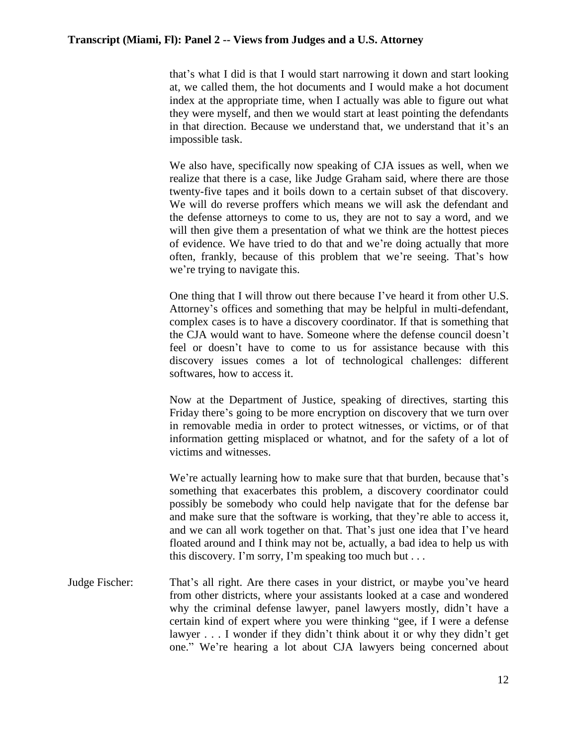that's what I did is that I would start narrowing it down and start looking at, we called them, the hot documents and I would make a hot document index at the appropriate time, when I actually was able to figure out what they were myself, and then we would start at least pointing the defendants in that direction. Because we understand that, we understand that it's an impossible task.

We also have, specifically now speaking of CJA issues as well, when we realize that there is a case, like Judge Graham said, where there are those twenty-five tapes and it boils down to a certain subset of that discovery. We will do reverse proffers which means we will ask the defendant and the defense attorneys to come to us, they are not to say a word, and we will then give them a presentation of what we think are the hottest pieces of evidence. We have tried to do that and we're doing actually that more often, frankly, because of this problem that we're seeing. That's how we're trying to navigate this.

One thing that I will throw out there because I've heard it from other U.S. Attorney's offices and something that may be helpful in multi-defendant, complex cases is to have a discovery coordinator. If that is something that the CJA would want to have. Someone where the defense council doesn't feel or doesn't have to come to us for assistance because with this discovery issues comes a lot of technological challenges: different softwares, how to access it.

Now at the Department of Justice, speaking of directives, starting this Friday there's going to be more encryption on discovery that we turn over in removable media in order to protect witnesses, or victims, or of that information getting misplaced or whatnot, and for the safety of a lot of victims and witnesses.

We're actually learning how to make sure that that burden, because that's something that exacerbates this problem, a discovery coordinator could possibly be somebody who could help navigate that for the defense bar and make sure that the software is working, that they're able to access it, and we can all work together on that. That's just one idea that I've heard floated around and I think may not be, actually, a bad idea to help us with this discovery. I'm sorry, I'm speaking too much but . . .

Judge Fischer: That's all right. Are there cases in your district, or maybe you've heard from other districts, where your assistants looked at a case and wondered why the criminal defense lawyer, panel lawyers mostly, didn't have a certain kind of expert where you were thinking "gee, if I were a defense lawyer . . . I wonder if they didn't think about it or why they didn't get one." We're hearing a lot about CJA lawyers being concerned about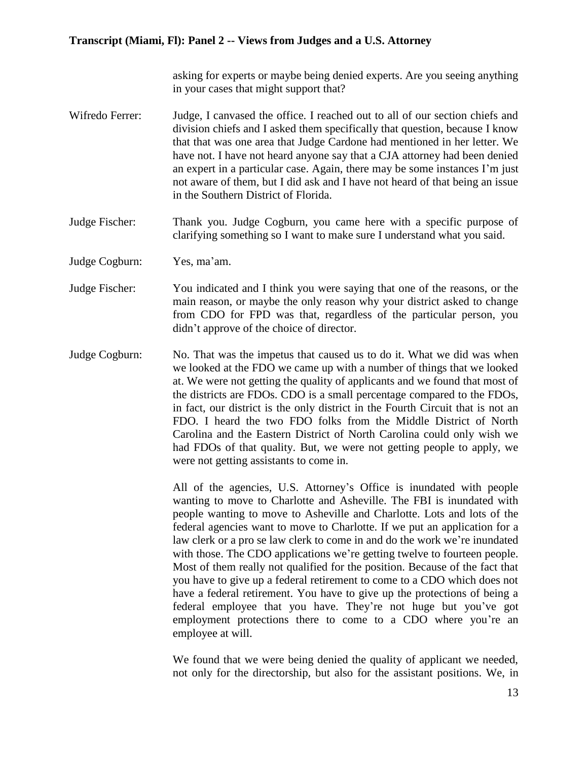asking for experts or maybe being denied experts. Are you seeing anything in your cases that might support that?

**Wifredo Ferrer:** Judge, I canvased the office. I reached out to all of our section chiefs and division chiefs and I asked them specifically that question, because I know that that was one area that Judge Cardone had mentioned in her letter. We have not. I have not heard anyone say that a CJA attorney had been denied an expert in a particular case. Again, there may be some instances I'm just not aware of them, but I did ask and I have not heard of that being an issue in the Southern District of Florida.

**Judge Fischer:** Thank you. Judge Cogburn, you came here with a specific purpose of clarifying something so I want to make sure I understand what you said.

**Judge Cogburn:** Yes, ma'am.

**Judge Fischer:** You indicated and I think you were saying that one of the reasons, or the main reason, or maybe the only reason why your district asked to change from CDO for FPD was that, regardless of the particular person, you didn't approve of the choice of director.

**Judge Cogburn:** No. That was the impetus that caused us to do it. What we did was when we looked at the FDO we came up with a number of things that we looked at. We were not getting the quality of applicants and we found that most of the districts are FDOs. CDO is a small percentage compared to the FDOs, in fact, our district is the only district in the Fourth Circuit that is not an FDO. I heard the two FDO folks from the Middle District of North Carolina and the Eastern District of North Carolina could only wish we had FDOs of that quality. But, we were not getting people to apply, we were not getting assistants to come in.

All of the agencies, U.S. Attorney's Office is inundated with people wanting to move to Charlotte and Asheville. The FBI is inundated with people wanting to move to Asheville and Charlotte. Lots and lots of the federal agencies want to move to Charlotte. If we put an application for a law clerk or a pro se law clerk to come in and do the work we're inundated with those. The CDO applications we're getting twelve to fourteen people. Most of them really not qualified for the position. Because of the fact that you have to give up a federal retirement to come to a CDO which does not have a federal retirement. You have to give up the protections of being a federal employee that you have. They're not huge but you've got employment protections there to come to a CDO where you're an employee at will.

We found that we were being denied the quality of applicant we needed, not only for the directorship, but also for the assistant positions. We, in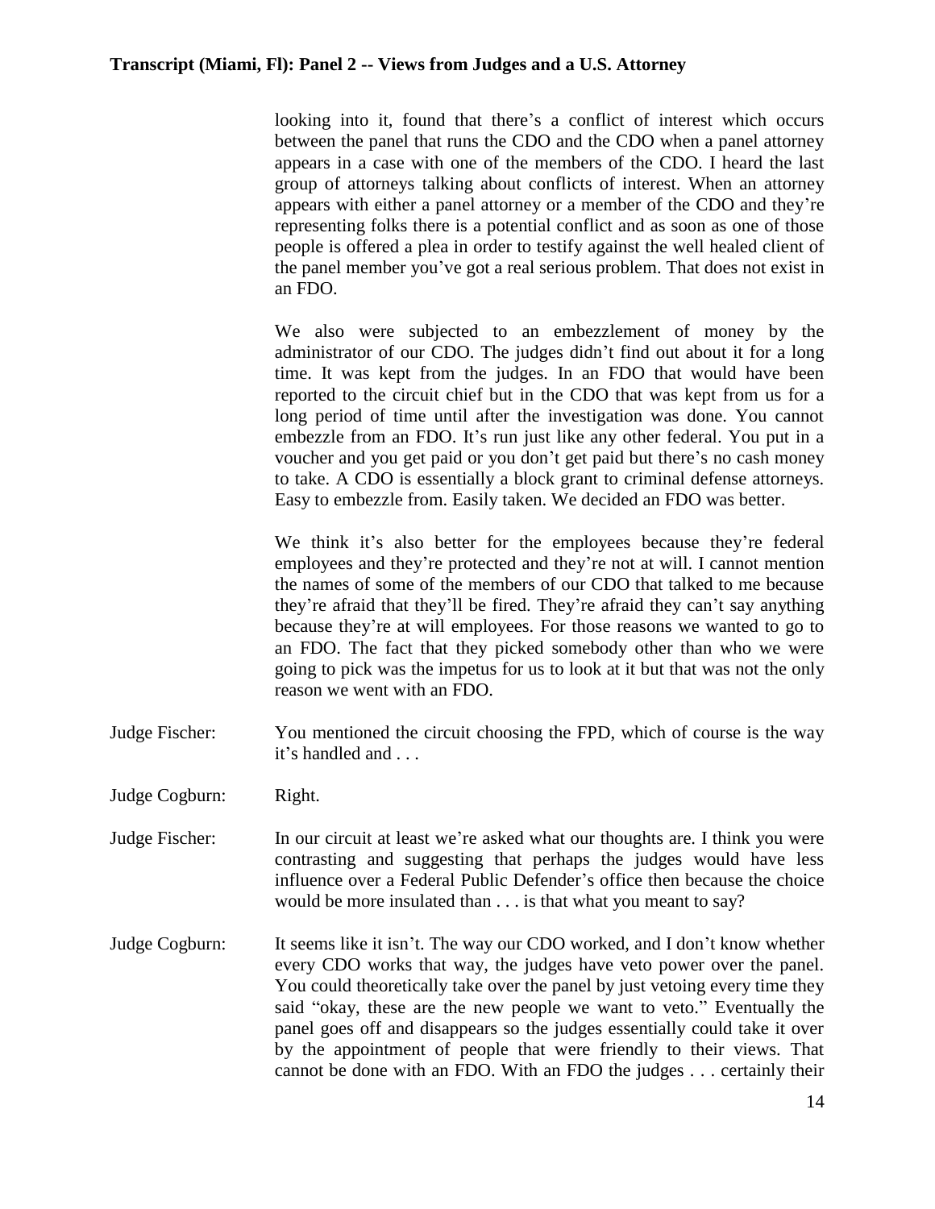looking into it, found that there's a conflict of interest which occurs between the panel that runs the CDO and the CDO when a panel attorney appears in a case with one of the members of the CDO. I heard the last group of attorneys talking about conflicts of interest. When an attorney appears with either a panel attorney or a member of the CDO and they're representing folks there is a potential conflict and as soon as one of those people is offered a plea in order to testify against the well healed client of the panel member you've got a real serious problem. That does not exist in an FDO.

We also were subjected to an embezzlement of money by the administrator of our CDO. The judges didn't find out about it for a long time. It was kept from the judges. In an FDO that would have been reported to the circuit chief but in the CDO that was kept from us for a long period of time until after the investigation was done. You cannot embezzle from an FDO. It's run just like any other federal. You put in a voucher and you get paid or you don't get paid but there's no cash money to take. A CDO is essentially a block grant to criminal defense attorneys. Easy to embezzle from. Easily taken. We decided an FDO was better.

We think it's also better for the employees because they're federal employees and they're protected and they're not at will. I cannot mention the names of some of the members of our CDO that talked to me because they're afraid that they'll be fired. They're afraid they can't say anything because they're at will employees. For those reasons we wanted to go to an FDO. The fact that they picked somebody other than who we were going to pick was the impetus for us to look at it but that was not the only reason we went with an FDO.

Judge Fischer: You mentioned the circuit choosing the FPD, which of course is the way it's handled and . . .

Judge Cogburn: Right.

Judge Fischer: In our circuit at least we're asked what our thoughts are. I think you were contrasting and suggesting that perhaps the judges would have less influence over a Federal Public Defender's office then because the choice would be more insulated than . . . is that what you meant to say?

Judge Cogburn: It seems like it isn't. The way our CDO worked, and I don't know whether every CDO works that way, the judges have veto power over the panel. You could theoretically take over the panel by just vetoing every time they said "okay, these are the new people we want to veto." Eventually the panel goes off and disappears so the judges essentially could take it over by the appointment of people that were friendly to their views. That cannot be done with an FDO. With an FDO the judges . . . certainly their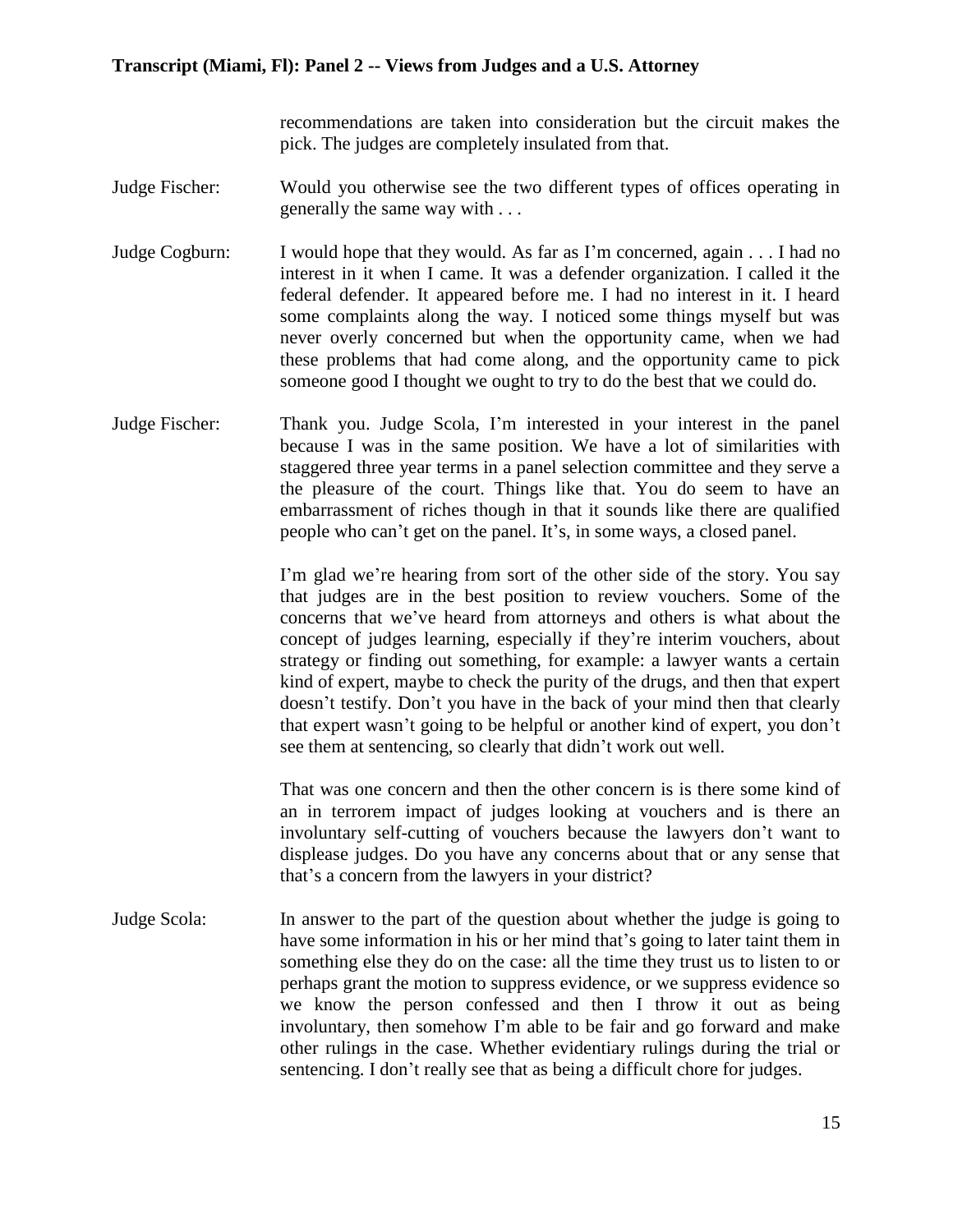recommendations are taken into consideration but the circuit makes the pick. The judges are completely insulated from that.

**Judge Fischer:** Would you otherwise see the two different types of offices operating in generally the same way with . . .

**Judge Cogburn:** I would hope that they would. As far as I'm concerned, again . . . I had no interest in it when I came. It was a defender organization. I called it the federal defender. It appeared before me. I had no interest in it. I heard some complaints along the way. I noticed some things myself but was never overly concerned but when the opportunity came, when we had these problems that had come along, and the opportunity came to pick someone good I thought we ought to try to do the best that we could do.

**Judge Fischer:** Thank you. Judge Scola, I'm interested in your interest in the panel because I was in the same position. We have a lot of similarities with staggered three year terms in a panel selection committee and they serve a the pleasure of the court. Things like that. You do seem to have an embarrassment of riches though in that it sounds like there are qualified people who can't get on the panel. It's, in some ways, a closed panel.

I'm glad we're hearing from sort of the other side of the story. You say that judges are in the best position to review vouchers. Some of the concerns that we've heard from attorneys and others is what about the concept of judges learning, especially if they're interim vouchers, about strategy or finding out something, for example: a lawyer wants a certain kind of expert, maybe to check the purity of the drugs, and then that expert doesn't testify. Don't you have in the back of your mind then that clearly that expert wasn't going to be helpful or another kind of expert, you don't see them at sentencing, so clearly that didn't work out well.

That was one concern and then the other concern is is there some kind of an in terrorem impact of judges looking at vouchers and is there an involuntary self-cutting of vouchers because the lawyers don't want to displease judges. Do you have any concerns about that or any sense that that's a concern from the lawyers in your district?

**Judge Scola:** In answer to the part of the question about whether the judge is going to have some information in his or her mind that's going to later taint them in something else they do on the case: all the time they trust us to listen to or perhaps grant the motion to suppress evidence, or we suppress evidence so we know the person confessed and then I throw it out as being involuntary, then somehow I'm able to be fair and go forward and make other rulings in the case. Whether evidentiary rulings during the trial or sentencing. I don't really see that as being a difficult chore for judges.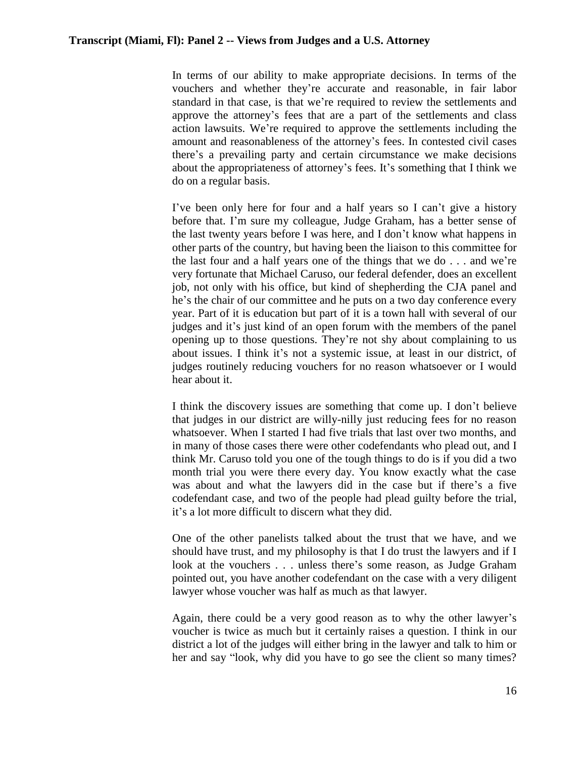In terms of our ability to make appropriate decisions. In terms of the vouchers and whether they're accurate and reasonable, in fair labor standard in that case, is that we're required to review the settlements and approve the attorney's fees that are a part of the settlements and class action lawsuits. We're required to approve the settlements including the amount and reasonableness of the attorney's fees. In contested civil cases there's a prevailing party and certain circumstance we make decisions about the appropriateness of attorney's fees. It's something that I think we do on a regular basis.

I've been only here for four and a half years so I can't give a history before that. I'm sure my colleague, Judge Graham, has a better sense of the last twenty years before I was here, and I don't know what happens in other parts of the country, but having been the liaison to this committee for the last four and a half years one of the things that we do . . . and we're very fortunate that Michael Caruso, our federal defender, does an excellent job, not only with his office, but kind of shepherding the CJA panel and he's the chair of our committee and he puts on a two day conference every year. Part of it is education but part of it is a town hall with several of our judges and it's just kind of an open forum with the members of the panel opening up to those questions. They're not shy about complaining to us about issues. I think it's not a systemic issue, at least in our district, of judges routinely reducing vouchers for no reason whatsoever or I would hear about it.

I think the discovery issues are something that come up. I don't believe that judges in our district are willy-nilly just reducing fees for no reason whatsoever. When I started I had five trials that last over two months, and in many of those cases there were other codefendants who plead out, and I think Mr. Caruso told you one of the tough things to do is if you did a two month trial you were there every day. You know exactly what the case was about and what the lawyers did in the case but if there's a five codefendant case, and two of the people had plead guilty before the trial, it's a lot more difficult to discern what they did.

One of the other panelists talked about the trust that we have, and we should have trust, and my philosophy is that I do trust the lawyers and if I look at the vouchers . . . unless there's some reason, as Judge Graham pointed out, you have another codefendant on the case with a very diligent lawyer whose voucher was half as much as that lawyer.

Again, there could be a very good reason as to why the other lawyer's voucher is twice as much but it certainly raises a question. I think in our district a lot of the judges will either bring in the lawyer and talk to him or her and say "look, why did you have to go see the client so many times?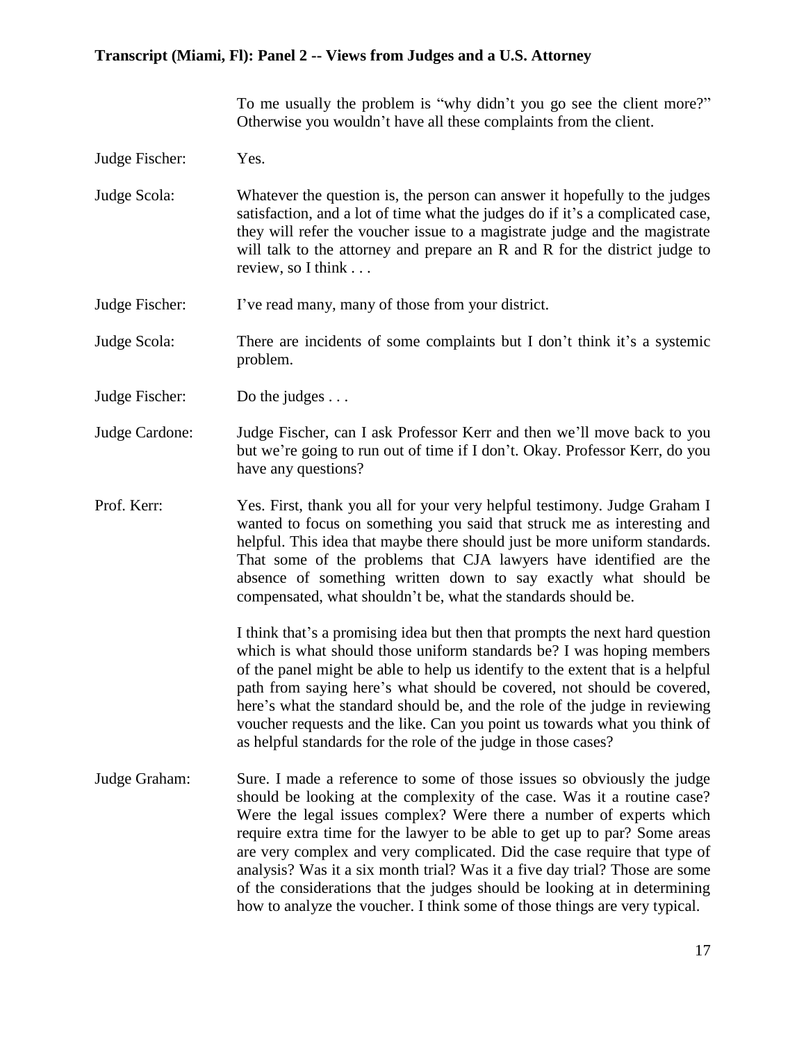To me usually the problem is "why didn't you go see the client more?" Otherwise you wouldn't have all these complaints from the client.

**Judge Fischer:** Yes.

**Judge Scola:** Whatever the question is, the person can answer it hopefully to the judges satisfaction, and a lot of time what the judges do if it's a complicated case, they will refer the voucher issue to a magistrate judge and the magistrate will talk to the attorney and prepare an R and R for the district judge to review, so I think . . .

**Judge Fischer:** I've read many, many of those from your district.

**Judge Scola:** There are incidents of some complaints but I don't think it's a systemic problem.

**Judge Fischer:** Do the judges . . .

**Judge Cardone:** Judge Fischer, can I ask Professor Kerr and then we'll move back to you but we're going to run out of time if I don't. Okay. Professor Kerr, do you have any questions?

**Prof. Kerr:** Yes. First, thank you all for your very helpful testimony. Judge Graham I wanted to focus on something you said that struck me as interesting and helpful. This idea that maybe there should just be more uniform standards. That some of the problems that CJA lawyers have identified are the absence of something written down to say exactly what should be compensated, what shouldn't be, what the standards should be.

I think that's a promising idea but then that prompts the next hard question which is what should those uniform standards be? I was hoping members of the panel might be able to help us identify to the extent that is a helpful path from saying here's what should be covered, not should be covered, here's what the standard should be, and the role of the judge in reviewing voucher requests and the like. Can you point us towards what you think of as helpful standards for the role of the judge in those cases?

**Judge Graham:** Sure. I made a reference to some of those issues so obviously the judge should be looking at the complexity of the case. Was it a routine case? Were the legal issues complex? Were there a number of experts which require extra time for the lawyer to be able to get up to par? Some areas are very complex and very complicated. Did the case require that type of analysis? Was it a six month trial? Was it a five day trial? Those are some of the considerations that the judges should be looking at in determining how to analyze the voucher. I think some of those things are very typical.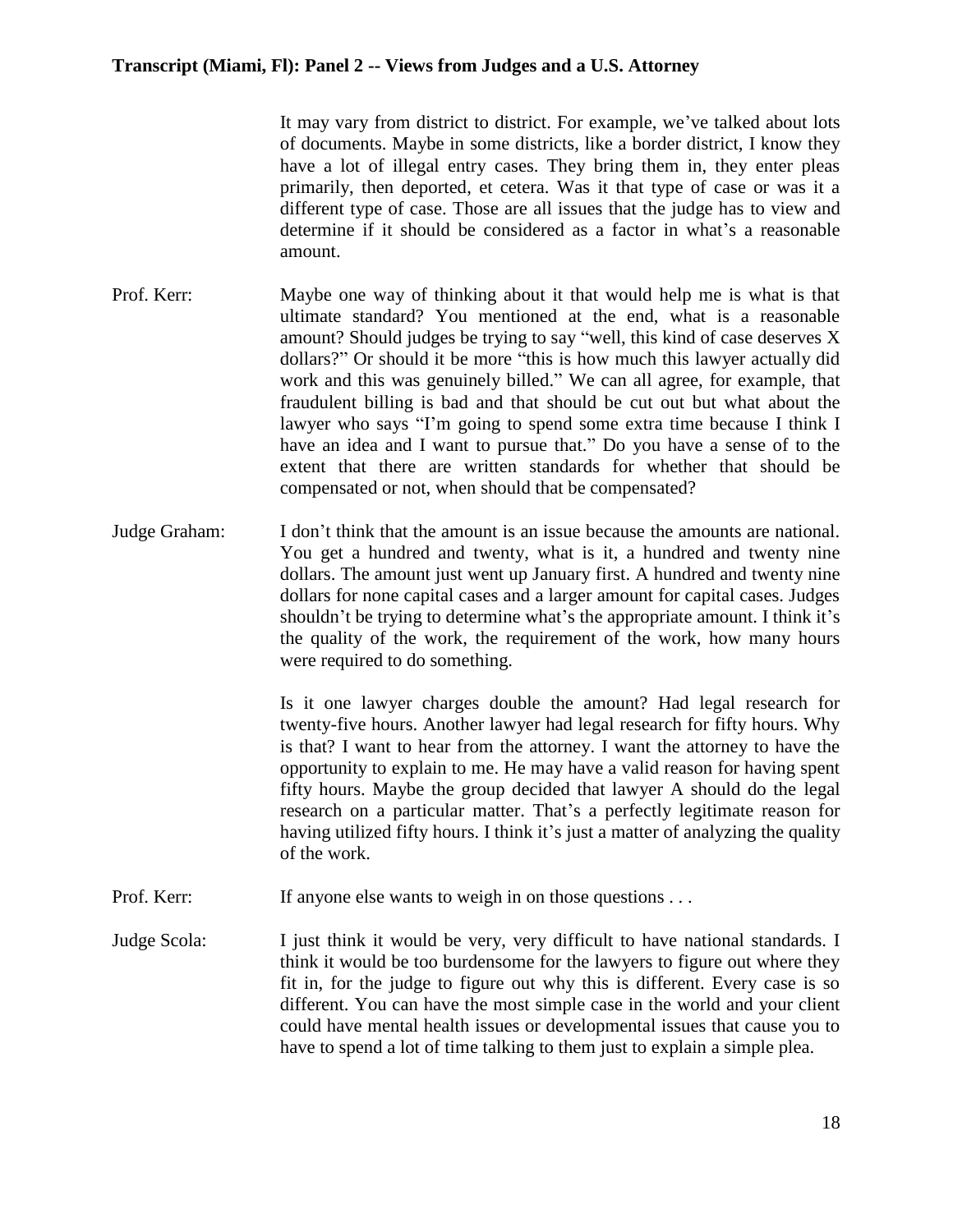It may vary from district to district. For example, we've talked about lots of documents. Maybe in some districts, like a border district, I know they have a lot of illegal entry cases. They bring them in, they enter pleas primarily, then deported, et cetera. Was it that type of case or was it a different type of case. Those are all issues that the judge has to view and determine if it should be considered as a factor in what's a reasonable amount.

Prof. Kerr: Maybe one way of thinking about it that would help me is what is that ultimate standard? You mentioned at the end, what is a reasonable amount? Should judges be trying to say "well, this kind of case deserves X dollars?" Or should it be more "this is how much this lawyer actually did work and this was genuinely billed." We can all agree, for example, that fraudulent billing is bad and that should be cut out but what about the lawyer who says "I'm going to spend some extra time because I think I have an idea and I want to pursue that." Do you have a sense of to the extent that there are written standards for whether that should be compensated or not, when should that be compensated?

Judge Graham: I don't think that the amount is an issue because the amounts are national. You get a hundred and twenty, what is it, a hundred and twenty nine dollars. The amount just went up January first. A hundred and twenty nine dollars for none capital cases and a larger amount for capital cases. Judges shouldn't be trying to determine what's the appropriate amount. I think it's the quality of the work, the requirement of the work, how many hours were required to do something.

Is it one lawyer charges double the amount? Had legal research for twenty-five hours. Another lawyer had legal research for fifty hours. Why is that? I want to hear from the attorney. I want the attorney to have the opportunity to explain to me. He may have a valid reason for having spent fifty hours. Maybe the group decided that lawyer A should do the legal research on a particular matter. That's a perfectly legitimate reason for having utilized fifty hours. I think it's just a matter of analyzing the quality of the work.

Prof. Kerr: If anyone else wants to weigh in on those questions . . .

Judge Scola: I just think it would be very, very difficult to have national standards. I think it would be too burdensome for the lawyers to figure out where they fit in, for the judge to figure out why this is different. Every case is so different. You can have the most simple case in the world and your client could have mental health issues or developmental issues that cause you to have to spend a lot of time talking to them just to explain a simple plea.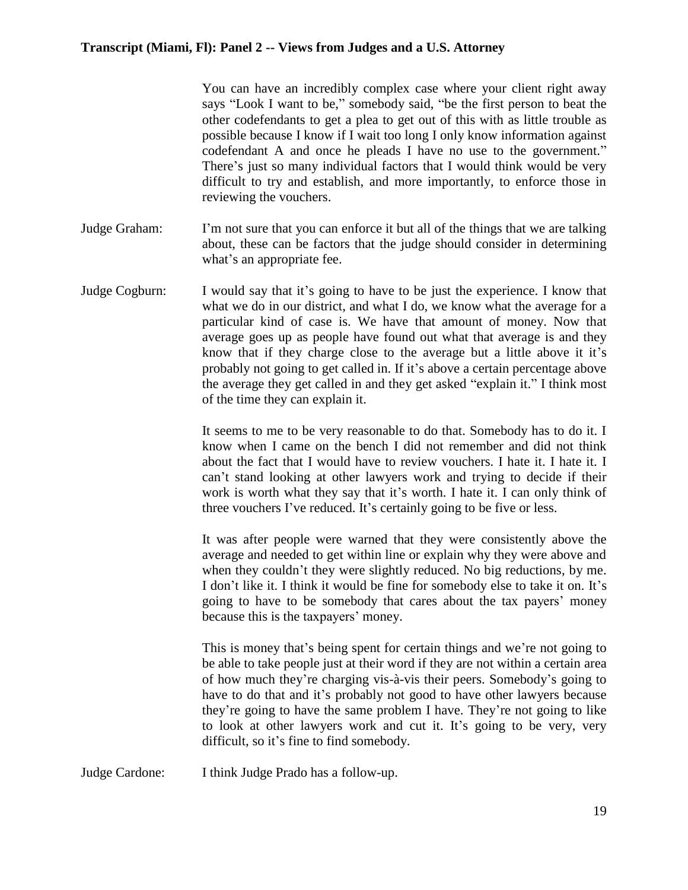You can have an incredibly complex case where your client right away says "Look I want to be," somebody said, "be the first person to beat the other codefendants to get a plea to get out of this with as little trouble as possible because I know if I wait too long I only know information against codefendant A and once he pleads I have no use to the government." There's just so many individual factors that I would think would be very difficult to try and establish, and more importantly, to enforce those in reviewing the vouchers.

Judge Graham: I'm not sure that you can enforce it but all of the things that we are talking about, these can be factors that the judge should consider in determining what's an appropriate fee.

Judge Cogburn: I would say that it's going to have to be just the experience. I know that what we do in our district, and what I do, we know what the average for a particular kind of case is. We have that amount of money. Now that average goes up as people have found out what that average is and they know that if they charge close to the average but a little above it it's probably not going to get called in. If it's above a certain percentage above the average they get called in and they get asked "explain it." I think most of the time they can explain it.

It seems to me to be very reasonable to do that. Somebody has to do it. I know when I came on the bench I did not remember and did not think about the fact that I would have to review vouchers. I hate it. I hate it. I can't stand looking at other lawyers work and trying to decide if their work is worth what they say that it's worth. I hate it. I can only think of three vouchers I've reduced. It's certainly going to be five or less.

It was after people were warned that they were consistently above the average and needed to get within line or explain why they were above and when they couldn't they were slightly reduced. No big reductions, by me. I don't like it. I think it would be fine for somebody else to take it on. It's going to have to be somebody that cares about the tax payers' money because this is the taxpayers' money.

This is money that's being spent for certain things and we're not going to be able to take people just at their word if they are not within a certain area of how much they're charging vis-à-vis their peers. Somebody's going to have to do that and it's probably not good to have other lawyers because they're going to have the same problem I have. They're not going to like to look at other lawyers work and cut it. It's going to be very, very difficult, so it's fine to find somebody.

Judge Cardone: I think Judge Prado has a follow-up.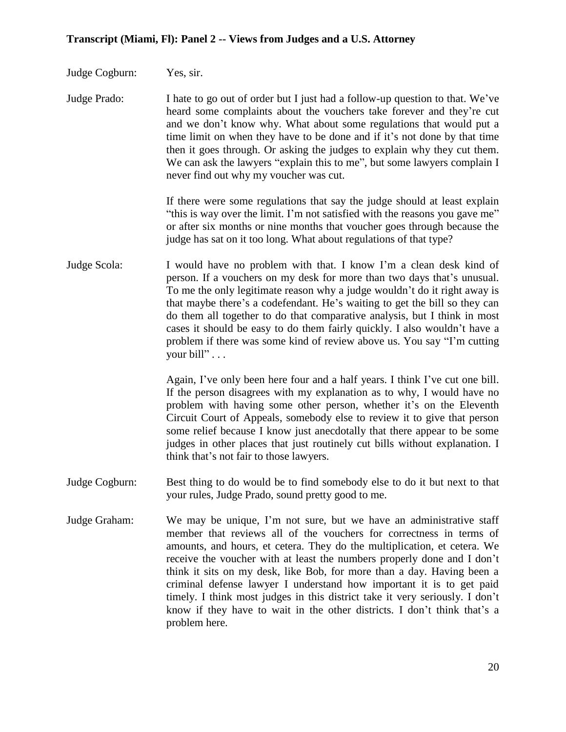Judge Cogburn: Yes, sir.

Judge Prado: I hate to go out of order but I just had a follow-up question to that. We've heard some complaints about the vouchers take forever and they're cut and we don't know why. What about some regulations that would put a time limit on when they have to be done and if it's not done by that time then it goes through. Or asking the judges to explain why they cut them. We can ask the lawyers "explain this to me", but some lawyers complain I never find out why my voucher was cut.

If there were some regulations that say the judge should at least explain "this is way over the limit. I'm not satisfied with the reasons you gave me" or after six months or nine months that voucher goes through because the judge has sat on it too long. What about regulations of that type?

Judge Scola: I would have no problem with that. I know I'm a clean desk kind of person. If a vouchers on my desk for more than two days that's unusual. To me the only legitimate reason why a judge wouldn't do it right away is that maybe there's a codefendant. He's waiting to get the bill so they can do them all together to do that comparative analysis, but I think in most cases it should be easy to do them fairly quickly. I also wouldn't have a problem if there was some kind of review above us. You say "I'm cutting your bill" . . .

Again, I've only been here four and a half years. I think I've cut one bill. If the person disagrees with my explanation as to why, I would have no problem with having some other person, whether it's on the Eleventh Circuit Court of Appeals, somebody else to review it to give that person some relief because I know just anecdotally that there appear to be some judges in other places that just routinely cut bills without explanation. I think that's not fair to those lawyers.

Judge Cogburn: Best thing to do would be to find somebody else to do it but next to that your rules, Judge Prado, sound pretty good to me.

Judge Graham: We may be unique, I'm not sure, but we have an administrative staff member that reviews all of the vouchers for correctness in terms of amounts, and hours, et cetera. They do the multiplication, et cetera. We receive the voucher with at least the numbers properly done and I don't think it sits on my desk, like Bob, for more than a day. Having been a criminal defense lawyer I understand how important it is to get paid timely. I think most judges in this district take it very seriously. I don't know if they have to wait in the other districts. I don't think that's a problem here.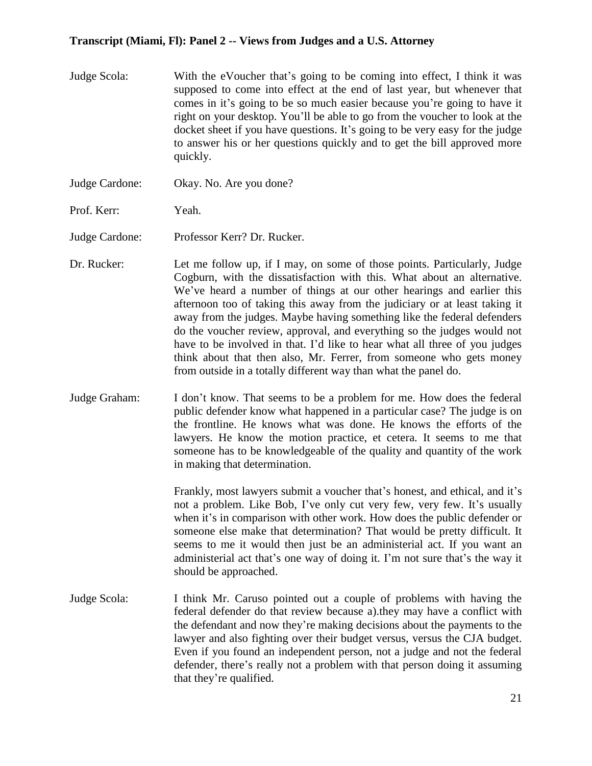Judge Scola: With the eVoucher that's going to be coming into effect, I think it was supposed to come into effect at the end of last year, but whenever that comes in it's going to be so much easier because you're going to have it right on your desktop. You'll be able to go from the voucher to look at the docket sheet if you have questions. It's going to be very easy for the judge to answer his or her questions quickly and to get the bill approved more quickly.

Judge Cardone: Okay. No. Are you done?

Prof. Kerr: Yeah.

Judge Cardone: Professor Kerr? Dr. Rucker.

Dr. Rucker: Let me follow up, if I may, on some of those points. Particularly, Judge Cogburn, with the dissatisfaction with this. What about an alternative. We've heard a number of things at our other hearings and earlier this afternoon too of taking this away from the judiciary or at least taking it away from the judges. Maybe having something like the federal defenders do the voucher review, approval, and everything so the judges would not have to be involved in that. I'd like to hear what all three of you judges think about that then also, Mr. Ferrer, from someone who gets money from outside in a totally different way than what the panel do.

Judge Graham: I don't know. That seems to be a problem for me. How does the federal public defender know what happened in a particular case? The judge is on the frontline. He knows what was done. He knows the efforts of the lawyers. He know the motion practice, et cetera. It seems to me that someone has to be knowledgeable of the quality and quantity of the work in making that determination.

Frankly, most lawyers submit a voucher that's honest, and ethical, and it's not a problem. Like Bob, I've only cut very few, very few. It's usually when it's in comparison with other work. How does the public defender or someone else make that determination? That would be pretty difficult. It seems to me it would then just be an administerial act. If you want an administerial act that's one way of doing it. I'm not sure that's the way it should be approached.

Judge Scola: I think Mr. Caruso pointed out a couple of problems with having the federal defender do that review because a).they may have a conflict with the defendant and now they're making decisions about the payments to the lawyer and also fighting over their budget versus, versus the CJA budget. Even if you found an independent person, not a judge and not the federal defender, there's really not a problem with that person doing it assuming that they're qualified.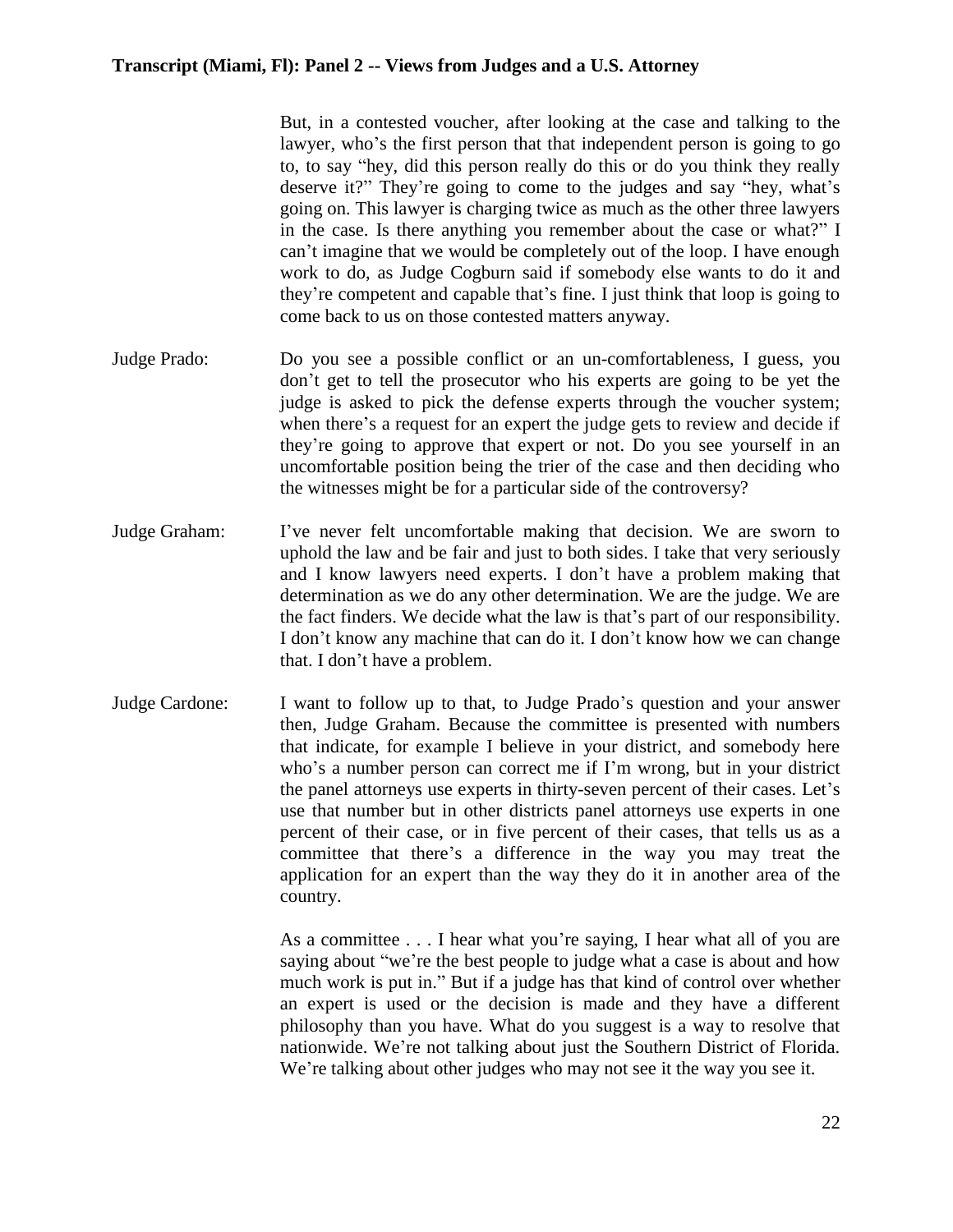But, in a contested voucher, after looking at the case and talking to the lawyer, who's the first person that that independent person is going to go to, to say "hey, did this person really do this or do you think they really deserve it?" They're going to come to the judges and say "hey, what's going on. This lawyer is charging twice as much as the other three lawyers in the case. Is there anything you remember about the case or what?" I can't imagine that we would be completely out of the loop. I have enough work to do, as Judge Cogburn said if somebody else wants to do it and they're competent and capable that's fine. I just think that loop is going to come back to us on those contested matters anyway.

Judge Prado: Do you see a possible conflict or an un-comfortableness, I guess, you don't get to tell the prosecutor who his experts are going to be yet the judge is asked to pick the defense experts through the voucher system; when there's a request for an expert the judge gets to review and decide if they're going to approve that expert or not. Do you see yourself in an uncomfortable position being the trier of the case and then deciding who the witnesses might be for a particular side of the controversy?

Judge Graham: I've never felt uncomfortable making that decision. We are sworn to uphold the law and be fair and just to both sides. I take that very seriously and I know lawyers need experts. I don't have a problem making that determination as we do any other determination. We are the judge. We are the fact finders. We decide what the law is that's part of our responsibility. I don't know any machine that can do it. I don't know how we can change that. I don't have a problem.

Judge Cardone: I want to follow up to that, to Judge Prado's question and your answer then, Judge Graham. Because the committee is presented with numbers that indicate, for example I believe in your district, and somebody here who's a number person can correct me if I'm wrong, but in your district the panel attorneys use experts in thirty-seven percent of their cases. Let's use that number but in other districts panel attorneys use experts in one percent of their case, or in five percent of their cases, that tells us as a committee that there's a difference in the way you may treat the application for an expert than the way they do it in another area of the country.

As a committee . . . I hear what you're saying, I hear what all of you are saying about "we're the best people to judge what a case is about and how much work is put in." But if a judge has that kind of control over whether an expert is used or the decision is made and they have a different philosophy than you have. What do you suggest is a way to resolve that nationwide. We're not talking about just the Southern District of Florida. We're talking about other judges who may not see it the way you see it.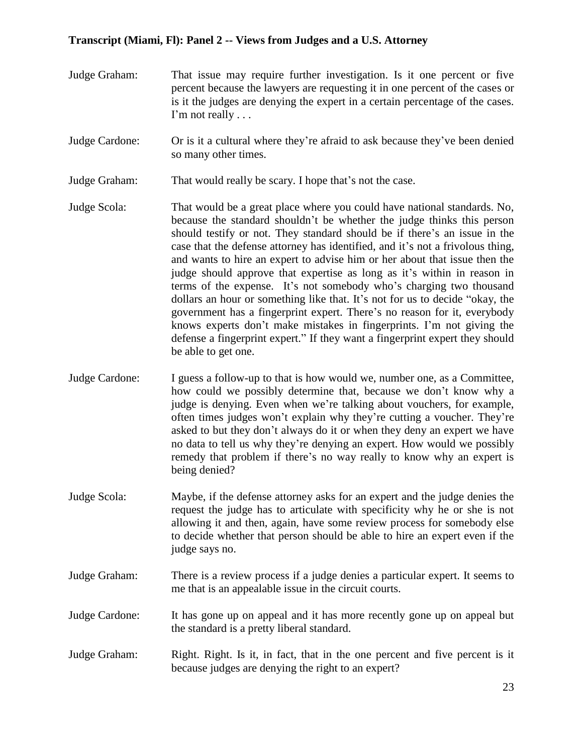Judge Graham: That issue may require further investigation. Is it one percent or five percent because the lawyers are requesting it in one percent of the cases or is it the judges are denying the expert in a certain percentage of the cases. I'm not really . . .

Judge Cardone: Or is it a cultural where they're afraid to ask because they've been denied so many other times.

Judge Graham: That would really be scary. I hope that's not the case.

Judge Scola: That would be a great place where you could have national standards. No, because the standard shouldn't be whether the judge thinks this person should testify or not. They standard should be if there's an issue in the case that the defense attorney has identified, and it's not a frivolous thing, and wants to hire an expert to advise him or her about that issue then the judge should approve that expertise as long as it's within in reason in terms of the expense. It's not somebody who's charging two thousand dollars an hour or something like that. It's not for us to decide "okay, the government has a fingerprint expert. There's no reason for it, everybody knows experts don't make mistakes in fingerprints. I'm not giving the defense a fingerprint expert." If they want a fingerprint expert they should be able to get one.

Judge Cardone: I guess a follow-up to that is how would we, number one, as a Committee, how could we possibly determine that, because we don't know why a judge is denying. Even when we're talking about vouchers, for example, often times judges won't explain why they're cutting a voucher. They're asked to but they don't always do it or when they deny an expert we have no data to tell us why they're denying an expert. How would we possibly remedy that problem if there's no way really to know why an expert is being denied?

Judge Scola: Maybe, if the defense attorney asks for an expert and the judge denies the request the judge has to articulate with specificity why he or she is not allowing it and then, again, have some review process for somebody else to decide whether that person should be able to hire an expert even if the judge says no.

Judge Graham: There is a review process if a judge denies a particular expert. It seems to me that is an appealable issue in the circuit courts.

Judge Cardone: It has gone up on appeal and it has more recently gone up on appeal but the standard is a pretty liberal standard.

Judge Graham: Right. Right. Is it, in fact, that in the one percent and five percent is it because judges are denying the right to an expert?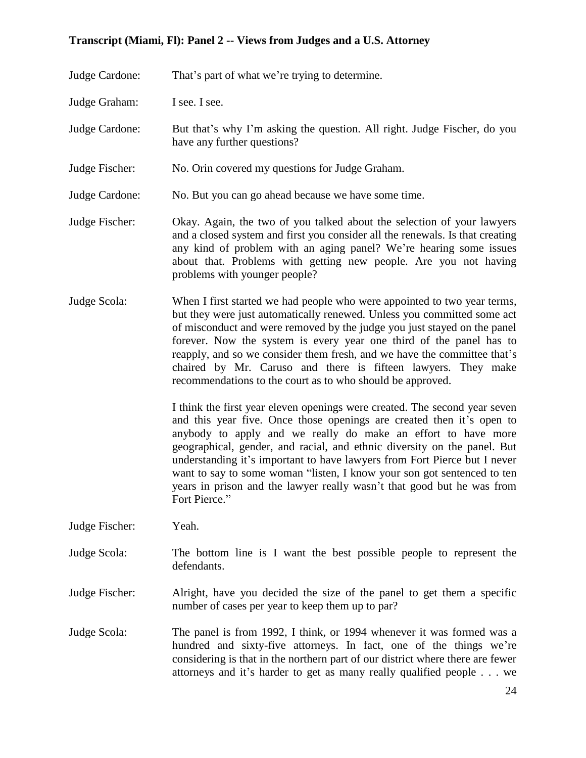Judge Cardone: That's part of what we're trying to determine.

Judge Graham: I see. I see.

Judge Cardone: But that's why I'm asking the question. All right. Judge Fischer, do you have any further questions?

Judge Fischer: No. Orin covered my questions for Judge Graham.

Judge Cardone: No. But you can go ahead because we have some time.

Judge Fischer: Okay. Again, the two of you talked about the selection of your lawyers and a closed system and first you consider all the renewals. Is that creating any kind of problem with an aging panel? We're hearing some issues about that. Problems with getting new people. Are you not having problems with younger people?

Judge Scola: When I first started we had people who were appointed to two year terms, but they were just automatically renewed. Unless you committed some act of misconduct and were removed by the judge you just stayed on the panel forever. Now the system is every year one third of the panel has to reapply, and so we consider them fresh, and we have the committee that's chaired by Mr. Caruso and there is fifteen lawyers. They make recommendations to the court as to who should be approved.

I think the first year eleven openings were created. The second year seven and this year five. Once those openings are created then it's open to anybody to apply and we really do make an effort to have more geographical, gender, and racial, and ethnic diversity on the panel. But understanding it's important to have lawyers from Fort Pierce but I never want to say to some woman "listen, I know your son got sentenced to ten years in prison and the lawyer really wasn't that good but he was from Fort Pierce."

Judge Fischer: Yeah.

Judge Scola: The bottom line is I want the best possible people to represent the defendants.

Judge Fischer: Alright, have you decided the size of the panel to get them a specific number of cases per year to keep them up to par?

Judge Scola: The panel is from 1992, I think, or 1994 whenever it was formed was a hundred and sixty-five attorneys. In fact, one of the things we're considering is that in the northern part of our district where there are fewer attorneys and it's harder to get as many really qualified people . . . we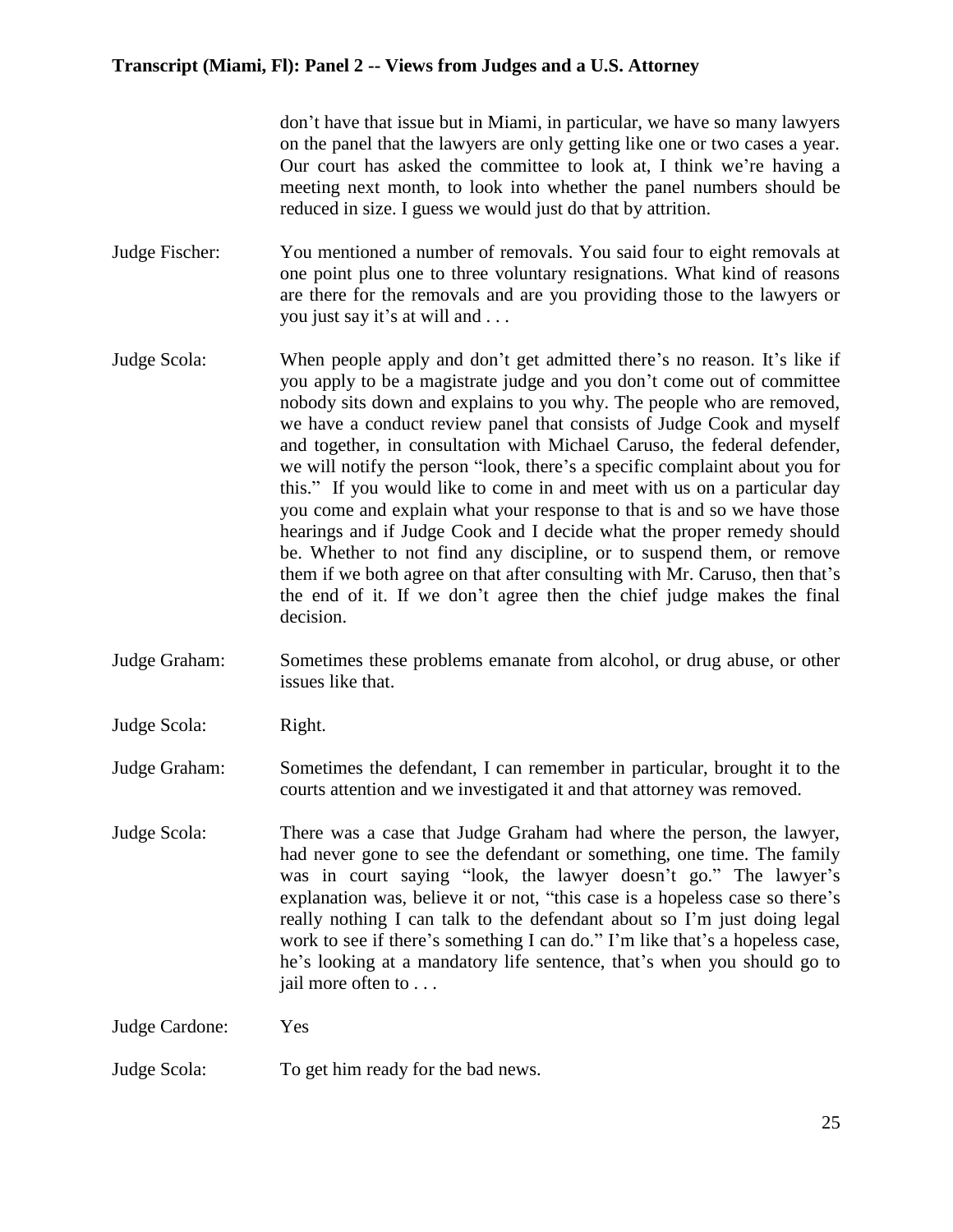don't have that issue but in Miami, in particular, we have so many lawyers on the panel that the lawyers are only getting like one or two cases a year. Our court has asked the committee to look at, I think we're having a meeting next month, to look into whether the panel numbers should be reduced in size. I guess we would just do that by attrition.

**Judge Fischer:** You mentioned a number of removals. You said four to eight removals at one point plus one to three voluntary resignations. What kind of reasons are there for the removals and are you providing those to the lawyers or you just say it's at will and . . .

**Judge Scola:** When people apply and don't get admitted there's no reason. It's like if you apply to be a magistrate judge and you don't come out of committee nobody sits down and explains to you why. The people who are removed, we have a conduct review panel that consists of Judge Cook and myself and together, in consultation with Michael Caruso, the federal defender, we will notify the person "look, there's a specific complaint about you for this." If you would like to come in and meet with us on a particular day you come and explain what your response to that is and so we have those hearings and if Judge Cook and I decide what the proper remedy should be. Whether to not find any discipline, or to suspend them, or remove them if we both agree on that after consulting with Mr. Caruso, then that's the end of it. If we don't agree then the chief judge makes the final decision.

**Judge Graham:** Sometimes these problems emanate from alcohol, or drug abuse, or other issues like that.

**Judge Scola:** Right.

**Judge Graham:** Sometimes the defendant, I can remember in particular, brought it to the courts attention and we investigated it and that attorney was removed.

**Judge Scola:** There was a case that Judge Graham had where the person, the lawyer, had never gone to see the defendant or something, one time. The family was in court saying "look, the lawyer doesn't go." The lawyer's explanation was, believe it or not, "this case is a hopeless case so there's really nothing I can talk to the defendant about so I'm just doing legal work to see if there's something I can do." I'm like that's a hopeless case, he's looking at a mandatory life sentence, that's when you should go to jail more often to . . .

**Judge Cardone:** Yes

**Judge Scola:** To get him ready for the bad news.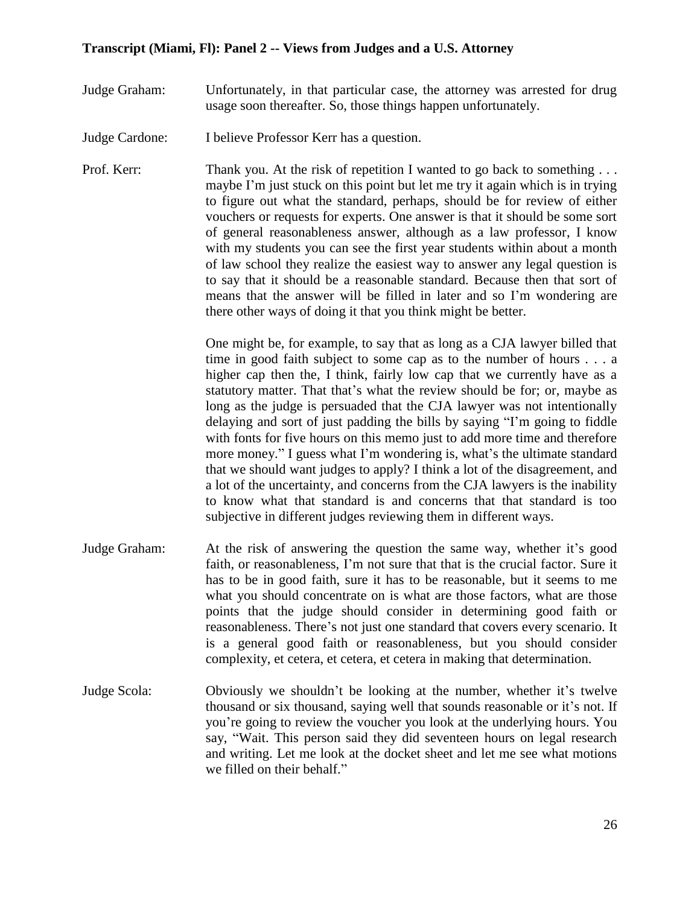Judge Graham: Unfortunately, in that particular case, the attorney was arrested for drug usage soon thereafter. So, those things happen unfortunately.

Judge Cardone: I believe Professor Kerr has a question.

Prof. Kerr: Thank you. At the risk of repetition I wanted to go back to something . . . maybe I'm just stuck on this point but let me try it again which is in trying to figure out what the standard, perhaps, should be for review of either vouchers or requests for experts. One answer is that it should be some sort of general reasonableness answer, although as a law professor, I know with my students you can see the first year students within about a month of law school they realize the easiest way to answer any legal question is to say that it should be a reasonable standard. Because then that sort of means that the answer will be filled in later and so I'm wondering are there other ways of doing it that you think might be better.

One might be, for example, to say that as long as a CJA lawyer billed that time in good faith subject to some cap as to the number of hours . . . a higher cap then the, I think, fairly low cap that we currently have as a statutory matter. That that's what the review should be for; or, maybe as long as the judge is persuaded that the CJA lawyer was not intentionally delaying and sort of just padding the bills by saying "I'm going to fiddle with fonts for five hours on this memo just to add more time and therefore more money." I guess what I'm wondering is, what's the ultimate standard that we should want judges to apply? I think a lot of the disagreement, and a lot of the uncertainty, and concerns from the CJA lawyers is the inability to know what that standard is and concerns that that standard is too subjective in different judges reviewing them in different ways.

Judge Graham: At the risk of answering the question the same way, whether it's good faith, or reasonableness, I'm not sure that that is the crucial factor. Sure it has to be in good faith, sure it has to be reasonable, but it seems to me what you should concentrate on is what are those factors, what are those points that the judge should consider in determining good faith or reasonableness. There's not just one standard that covers every scenario. It is a general good faith or reasonableness, but you should consider complexity, et cetera, et cetera, et cetera in making that determination.

Judge Scola: Obviously we shouldn't be looking at the number, whether it's twelve thousand or six thousand, saying well that sounds reasonable or it's not. If you're going to review the voucher you look at the underlying hours. You say, "Wait. This person said they did seventeen hours on legal research and writing. Let me look at the docket sheet and let me see what motions we filled on their behalf."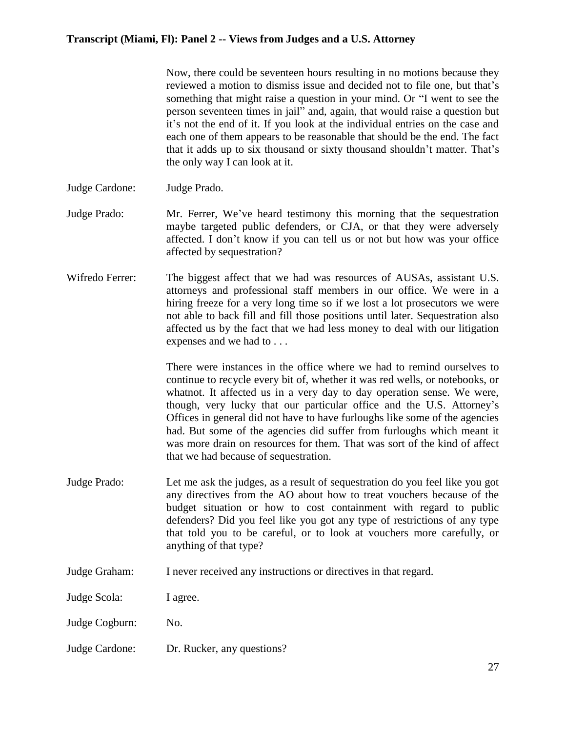Now, there could be seventeen hours resulting in no motions because they reviewed a motion to dismiss issue and decided not to file one, but that's something that might raise a question in your mind. Or "I went to see the person seventeen times in jail" and, again, that would raise a question but it's not the end of it. If you look at the individual entries on the case and each one of them appears to be reasonable that should be the end. The fact that it adds up to six thousand or sixty thousand shouldn't matter. That's the only way I can look at it.

Judge Cardone: Judge Prado.

Judge Prado: Mr. Ferrer, We've heard testimony this morning that the sequestration maybe targeted public defenders, or CJA, or that they were adversely affected. I don't know if you can tell us or not but how was your office affected by sequestration?

Wifredo Ferrer: The biggest affect that we had was resources of AUSAs, assistant U.S. attorneys and professional staff members in our office. We were in a hiring freeze for a very long time so if we lost a lot prosecutors we were not able to back fill and fill those positions until later. Sequestration also affected us by the fact that we had less money to deal with our litigation expenses and we had to . . .

There were instances in the office where we had to remind ourselves to continue to recycle every bit of, whether it was red wells, or notebooks, or whatnot. It affected us in a very day to day operation sense. We were, though, very lucky that our particular office and the U.S. Attorney's Offices in general did not have to have furloughs like some of the agencies had. But some of the agencies did suffer from furloughs which meant it was more drain on resources for them. That was sort of the kind of affect that we had because of sequestration.

Judge Prado: Let me ask the judges, as a result of sequestration do you feel like you got any directives from the AO about how to treat vouchers because of the budget situation or how to cost containment with regard to public defenders? Did you feel like you got any type of restrictions of any type that told you to be careful, or to look at vouchers more carefully, or anything of that type?

Judge Graham: I never received any instructions or directives in that regard.

Judge Scola: I agree.

Judge Cogburn: No.

Judge Cardone: Dr. Rucker, any questions?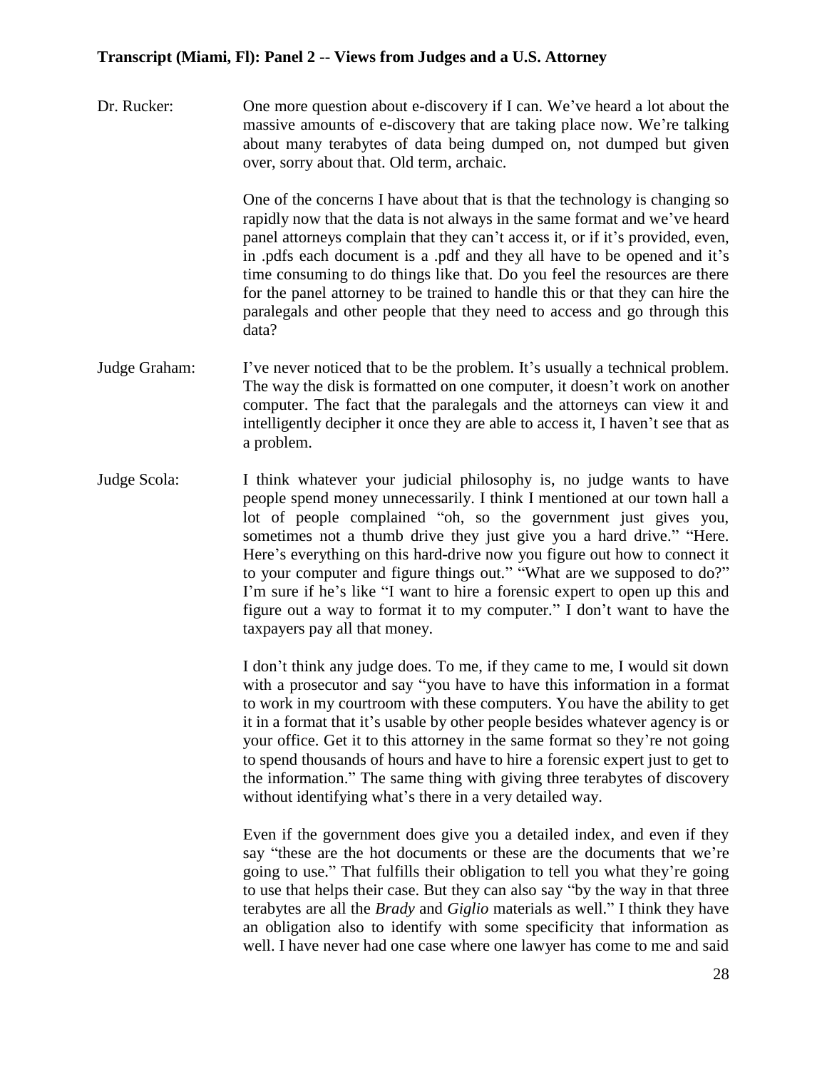Dr. Rucker: One more question about e-discovery if I can. We've heard a lot about the massive amounts of e-discovery that are taking place now. We're talking about many terabytes of data being dumped on, not dumped but given over, sorry about that. Old term, archaic.

One of the concerns I have about that is that the technology is changing so rapidly now that the data is not always in the same format and we've heard panel attorneys complain that they can't access it, or if it's provided, even, in .pdfs each document is a .pdf and they all have to be opened and it's time consuming to do things like that. Do you feel the resources are there for the panel attorney to be trained to handle this or that they can hire the paralegals and other people that they need to access and go through this data?

Judge Graham: I've never noticed that to be the problem. It's usually a technical problem. The way the disk is formatted on one computer, it doesn't work on another computer. The fact that the paralegals and the attorneys can view it and intelligently decipher it once they are able to access it, I haven't see that as a problem.

Judge Scola: I think whatever your judicial philosophy is, no judge wants to have people spend money unnecessarily. I think I mentioned at our town hall a lot of people complained "oh, so the government just gives you, sometimes not a thumb drive they just give you a hard drive." "Here. Here's everything on this hard-drive now you figure out how to connect it to your computer and figure things out." "What are we supposed to do?" I'm sure if he's like "I want to hire a forensic expert to open up this and figure out a way to format it to my computer." I don't want to have the taxpayers pay all that money.

I don't think any judge does. To me, if they came to me, I would sit down with a prosecutor and say "you have to have this information in a format to work in my courtroom with these computers. You have the ability to get it in a format that it's usable by other people besides whatever agency is or your office. Get it to this attorney in the same format so they're not going to spend thousands of hours and have to hire a forensic expert just to get to the information." The same thing with giving three terabytes of discovery without identifying what's there in a very detailed way.

Even if the government does give you a detailed index, and even if they say "these are the hot documents or these are the documents that we're going to use." That fulfills their obligation to tell you what they're going to use that helps their case. But they can also say "by the way in that three terabytes are all the *Brady* and *Giglio* materials as well." I think they have an obligation also to identify with some specificity that information as well. I have never had one case where one lawyer has come to me and said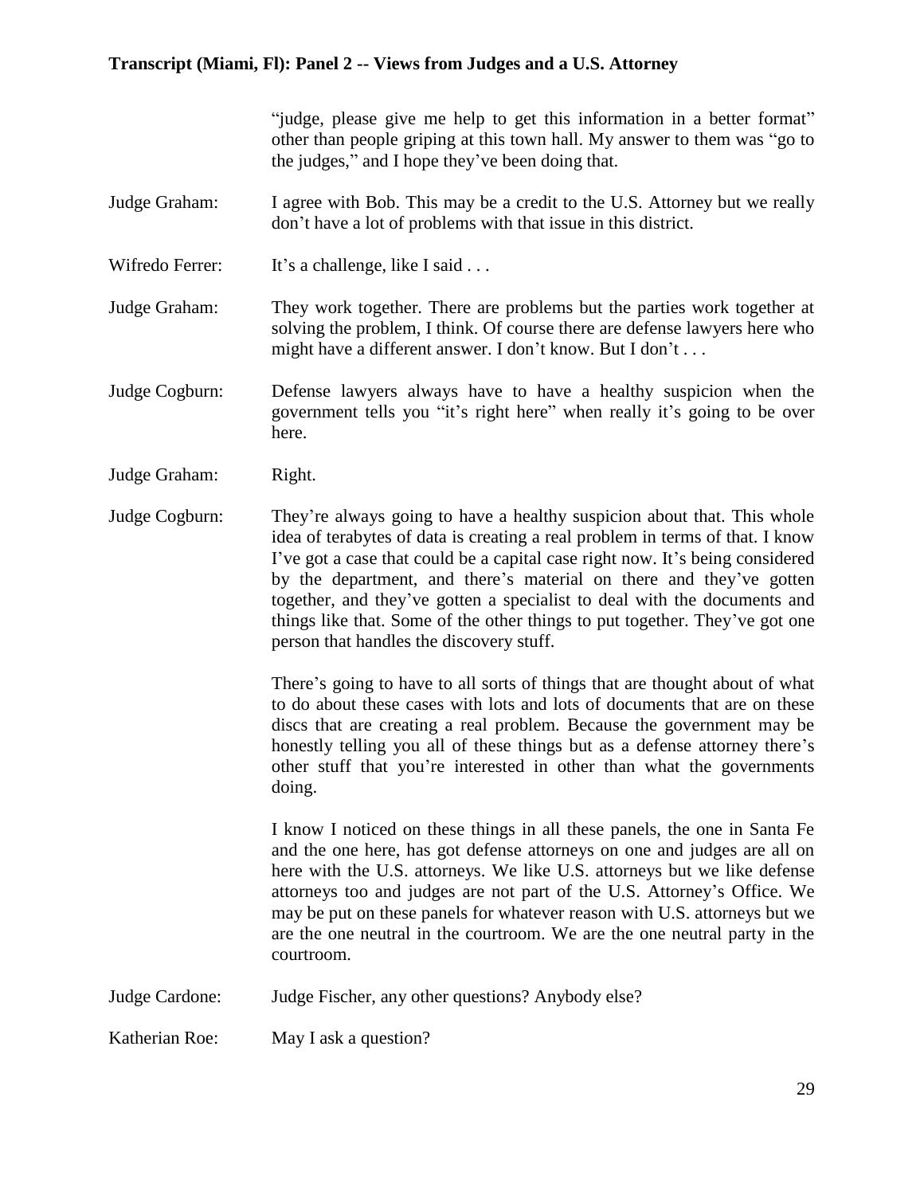"judge, please give me help to get this information in a better format" other than people griping at this town hall. My answer to them was "go to the judges," and I hope they've been doing that.

**Judge Graham:** I agree with Bob. This may be a credit to the U.S. Attorney but we really don't have a lot of problems with that issue in this district.

**Wifredo Ferrer:** It's a challenge, like I said . . .

**Judge Graham:** They work together. There are problems but the parties work together at solving the problem, I think. Of course there are defense lawyers here who might have a different answer. I don't know. But I don't . . .

**Judge Cogburn:** Defense lawyers always have to have a healthy suspicion when the government tells you "it's right here" when really it's going to be over here.

**Judge Graham:** Right.

**Judge Cogburn:** They're always going to have a healthy suspicion about that. This whole idea of terabytes of data is creating a real problem in terms of that. I know I've got a case that could be a capital case right now. It's being considered by the department, and there's material on there and they've gotten together, and they've gotten a specialist to deal with the documents and things like that. Some of the other things to put together. They've got one person that handles the discovery stuff.

There's going to have to all sorts of things that are thought about of what to do about these cases with lots and lots of documents that are on these discs that are creating a real problem. Because the government may be honestly telling you all of these things but as a defense attorney there's other stuff that you're interested in other than what the governments doing.

I know I noticed on these things in all these panels, the one in Santa Fe and the one here, has got defense attorneys on one and judges are all on here with the U.S. attorneys. We like U.S. attorneys but we like defense attorneys too and judges are not part of the U.S. Attorney's Office. We may be put on these panels for whatever reason with U.S. attorneys but we are the one neutral in the courtroom. We are the one neutral party in the courtroom.

**Judge Cardone:** Judge Fischer, any other questions? Anybody else?

**Katherian Roe:** May I ask a question?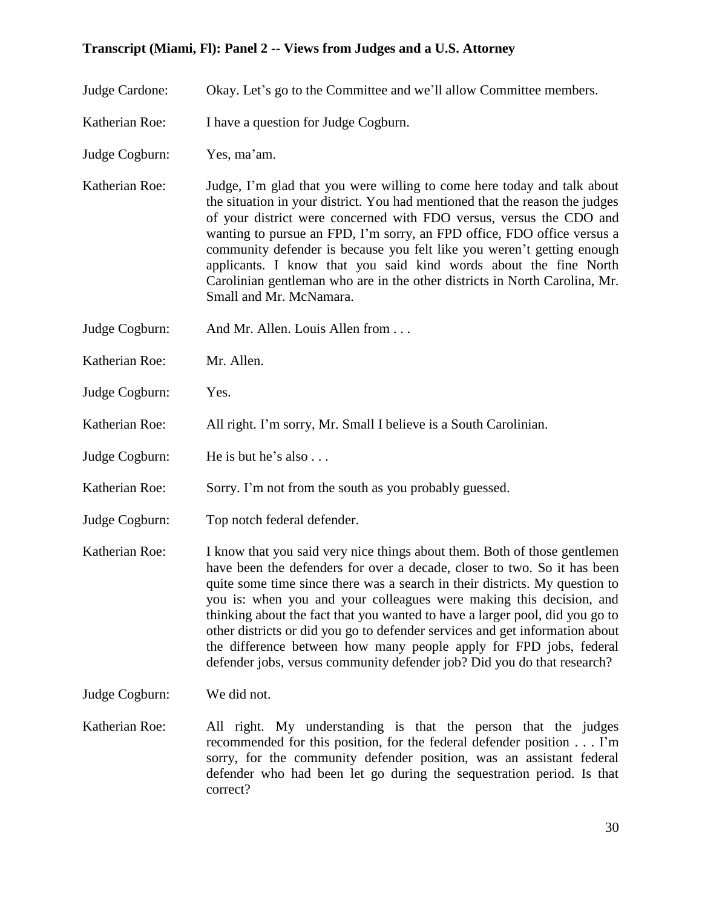Judge Cardone: Okay. Let's go to the Committee and we'll allow Committee members.

Katherian Roe: I have a question for Judge Cogburn.

Judge Cogburn: Yes, ma'am.

Katherian Roe: Judge, I'm glad that you were willing to come here today and talk about the situation in your district. You had mentioned that the reason the judges of your district were concerned with FDO versus, versus the CDO and wanting to pursue an FPD, I'm sorry, an FPD office, FDO office versus a community defender is because you felt like you weren't getting enough applicants. I know that you said kind words about the fine North Carolinian gentleman who are in the other districts in North Carolina, Mr. Small and Mr. McNamara.

Judge Cogburn: And Mr. Allen. Louis Allen from . . .

Katherian Roe: Mr. Allen.

Judge Cogburn: Yes.

Katherian Roe: All right. I'm sorry, Mr. Small I believe is a South Carolinian.

Judge Cogburn: He is but he's also . . .

Katherian Roe: Sorry. I'm not from the south as you probably guessed.

Judge Cogburn: Top notch federal defender.

Katherian Roe: I know that you said very nice things about them. Both of those gentlemen have been the defenders for over a decade, closer to two. So it has been quite some time since there was a search in their districts. My question to you is: when you and your colleagues were making this decision, and thinking about the fact that you wanted to have a larger pool, did you go to other districts or did you go to defender services and get information about the difference between how many people apply for FPD jobs, federal defender jobs, versus community defender job? Did you do that research?

Judge Cogburn: We did not.

Katherian Roe: All right. My understanding is that the person that the judges recommended for this position, for the federal defender position . . . I'm sorry, for the community defender position, was an assistant federal defender who had been let go during the sequestration period. Is that correct?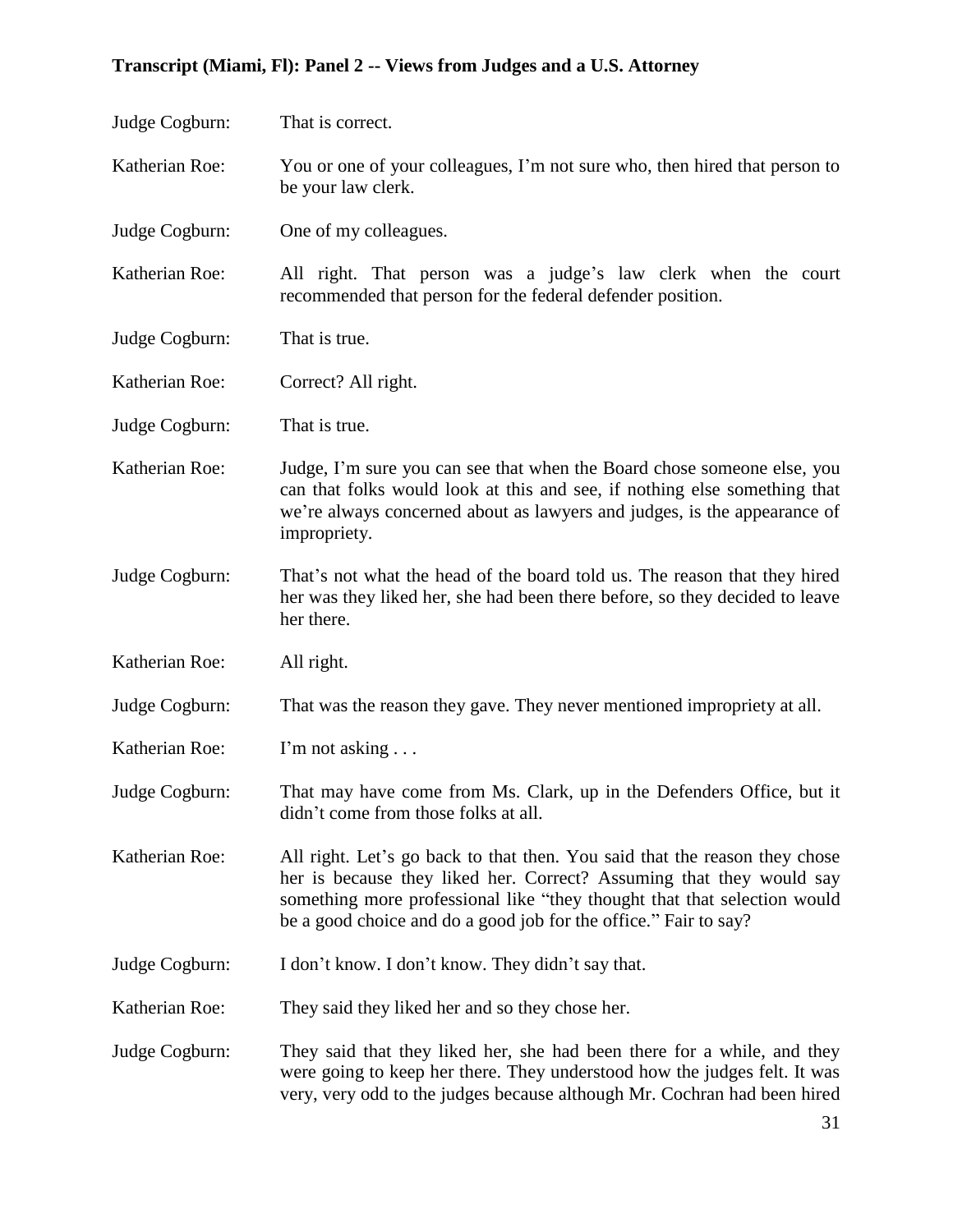Judge Cogburn: That is correct.

Katherian Roe: You or one of your colleagues, I'm not sure who, then hired that person to be your law clerk.

Judge Cogburn: One of my colleagues.

Katherian Roe: All right. That person was a judge's law clerk when the court recommended that person for the federal defender position.

Judge Cogburn: That is true.

Katherian Roe: Correct? All right.

Judge Cogburn: That is true.

Katherian Roe: Judge, I'm sure you can see that when the Board chose someone else, you can that folks would look at this and see, if nothing else something that we're always concerned about as lawyers and judges, is the appearance of impropriety.

Judge Cogburn: That's not what the head of the board told us. The reason that they hired her was they liked her, she had been there before, so they decided to leave her there.

Katherian Roe: All right.

Judge Cogburn: That was the reason they gave. They never mentioned impropriety at all.

Katherian Roe: I'm not asking . . .

Judge Cogburn: That may have come from Ms. Clark, up in the Defenders Office, but it didn't come from those folks at all.

Katherian Roe: All right. Let's go back to that then. You said that the reason they chose her is because they liked her. Correct? Assuming that they would say something more professional like "they thought that that selection would be a good choice and do a good job for the office." Fair to say?

Judge Cogburn: I don't know. I don't know. They didn't say that.

Katherian Roe: They said they liked her and so they chose her.

Judge Cogburn: They said that they liked her, she had been there for a while, and they were going to keep her there. They understood how the judges felt. It was very, very odd to the judges because although Mr. Cochran had been hired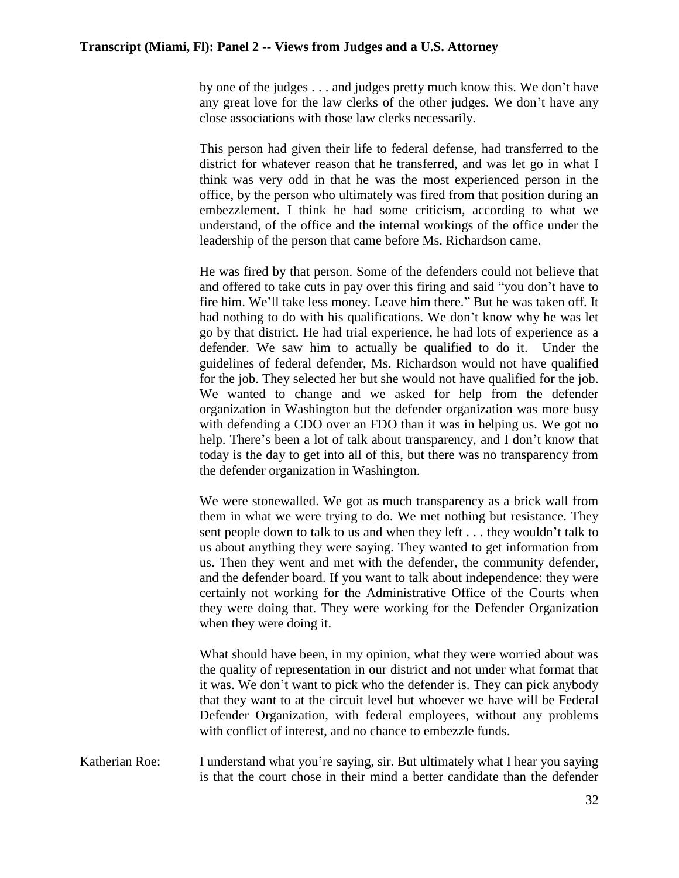by one of the judges . . . and judges pretty much know this. We don't have any great love for the law clerks of the other judges. We don't have any close associations with those law clerks necessarily.

This person had given their life to federal defense, had transferred to the district for whatever reason that he transferred, and was let go in what I think was very odd in that he was the most experienced person in the office, by the person who ultimately was fired from that position during an embezzlement. I think he had some criticism, according to what we understand, of the office and the internal workings of the office under the leadership of the person that came before Ms. Richardson came.

He was fired by that person. Some of the defenders could not believe that and offered to take cuts in pay over this firing and said "you don't have to fire him. We'll take less money. Leave him there." But he was taken off. It had nothing to do with his qualifications. We don't know why he was let go by that district. He had trial experience, he had lots of experience as a defender. We saw him to actually be qualified to do it. Under the guidelines of federal defender, Ms. Richardson would not have qualified for the job. They selected her but she would not have qualified for the job. We wanted to change and we asked for help from the defender organization in Washington but the defender organization was more busy with defending a CDO over an FDO than it was in helping us. We got no help. There's been a lot of talk about transparency, and I don't know that today is the day to get into all of this, but there was no transparency from the defender organization in Washington.

We were stonewalled. We got as much transparency as a brick wall from them in what we were trying to do. We met nothing but resistance. They sent people down to talk to us and when they left . . . they wouldn't talk to us about anything they were saying. They wanted to get information from us. Then they went and met with the defender, the community defender, and the defender board. If you want to talk about independence: they were certainly not working for the Administrative Office of the Courts when they were doing that. They were working for the Defender Organization when they were doing it.

What should have been, in my opinion, what they were worried about was the quality of representation in our district and not under what format that it was. We don't want to pick who the defender is. They can pick anybody that they want to at the circuit level but whoever we have will be Federal Defender Organization, with federal employees, without any problems with conflict of interest, and no chance to embezzle funds.

Katherian Roe: I understand what you're saying, sir. But ultimately what I hear you saying is that the court chose in their mind a better candidate than the defender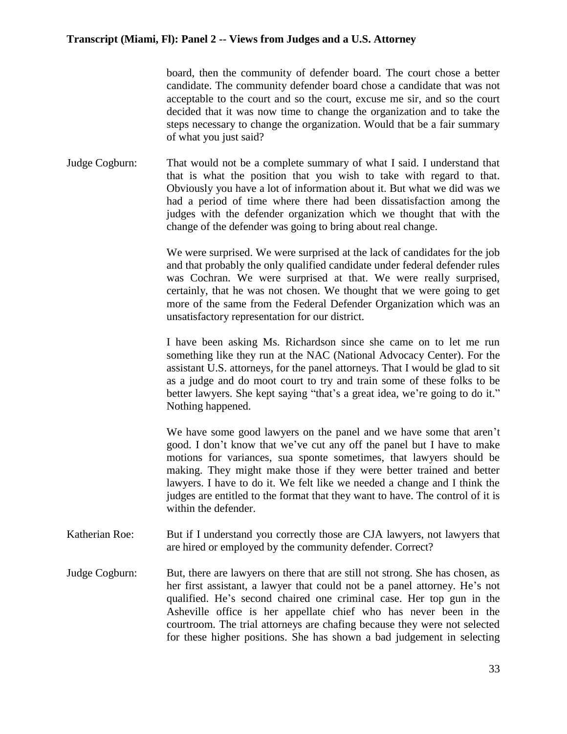board, then the community of defender board. The court chose a better candidate. The community defender board chose a candidate that was not acceptable to the court and so the court, excuse me sir, and so the court decided that it was now time to change the organization and to take the steps necessary to change the organization. Would that be a fair summary of what you just said?

**Judge Cogburn:** That would not be a complete summary of what I said. I understand that that is what the position that you wish to take with regard to that. Obviously you have a lot of information about it. But what we did was we had a period of time where there had been dissatisfaction among the judges with the defender organization which we thought that with the change of the defender was going to bring about real change.

We were surprised. We were surprised at the lack of candidates for the job and that probably the only qualified candidate under federal defender rules was Cochran. We were surprised at that. We were really surprised, certainly, that he was not chosen. We thought that we were going to get more of the same from the Federal Defender Organization which was an unsatisfactory representation for our district.

I have been asking Ms. Richardson since she came on to let me run something like they run at the NAC (National Advocacy Center). For the assistant U.S. attorneys, for the panel attorneys. That I would be glad to sit as a judge and do moot court to try and train some of these folks to be better lawyers. She kept saying "that's a great idea, we're going to do it." Nothing happened.

We have some good lawyers on the panel and we have some that aren't good. I don't know that we've cut any off the panel but I have to make motions for variances, sua sponte sometimes, that lawyers should be making. They might make those if they were better trained and better lawyers. I have to do it. We felt like we needed a change and I think the judges are entitled to the format that they want to have. The control of it is within the defender.

**Katherian Roe:** But if I understand you correctly those are CJA lawyers, not lawyers that are hired or employed by the community defender. Correct?

**Judge Cogburn:** But, there are lawyers on there that are still not strong. She has chosen, as her first assistant, a lawyer that could not be a panel attorney. He's not qualified. He's second chaired one criminal case. Her top gun in the Asheville office is her appellate chief who has never been in the courtroom. The trial attorneys are chafing because they were not selected for these higher positions. She has shown a bad judgement in selecting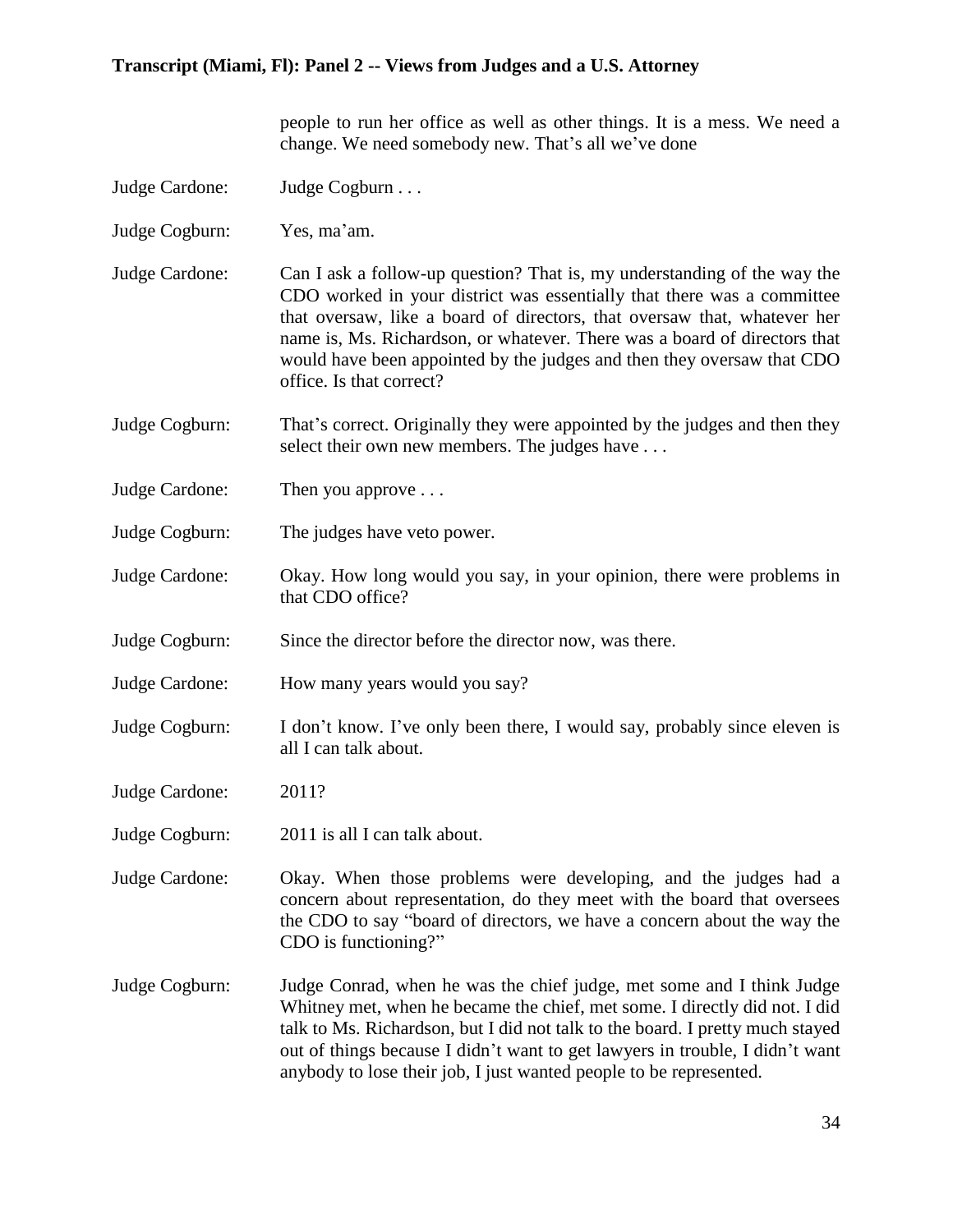people to run her office as well as other things. It is a mess. We need a change. We need somebody new. That's all we've done

Judge Cardone: Judge Cogburn . . .

Judge Cogburn: Yes, ma'am.

Judge Cardone: Can I ask a follow-up question? That is, my understanding of the way the CDO worked in your district was essentially that there was a committee that oversaw, like a board of directors, that oversaw that, whatever her name is, Ms. Richardson, or whatever. There was a board of directors that would have been appointed by the judges and then they oversaw that CDO office. Is that correct?

Judge Cogburn: That's correct. Originally they were appointed by the judges and then they select their own new members. The judges have . . .

Judge Cardone: Then you approve . . .

Judge Cogburn: The judges have veto power.

Judge Cardone: Okay. How long would you say, in your opinion, there were problems in that CDO office?

Judge Cogburn: Since the director before the director now, was there.

Judge Cardone: How many years would you say?

Judge Cogburn: I don't know. I've only been there, I would say, probably since eleven is all I can talk about.

Judge Cardone: 2011?

Judge Cogburn: 2011 is all I can talk about.

Judge Cardone: Okay. When those problems were developing, and the judges had a concern about representation, do they meet with the board that oversees the CDO to say "board of directors, we have a concern about the way the CDO is functioning?"

Judge Cogburn: Judge Conrad, when he was the chief judge, met some and I think Judge Whitney met, when he became the chief, met some. I directly did not. I did talk to Ms. Richardson, but I did not talk to the board. I pretty much stayed out of things because I didn't want to get lawyers in trouble, I didn't want anybody to lose their job, I just wanted people to be represented.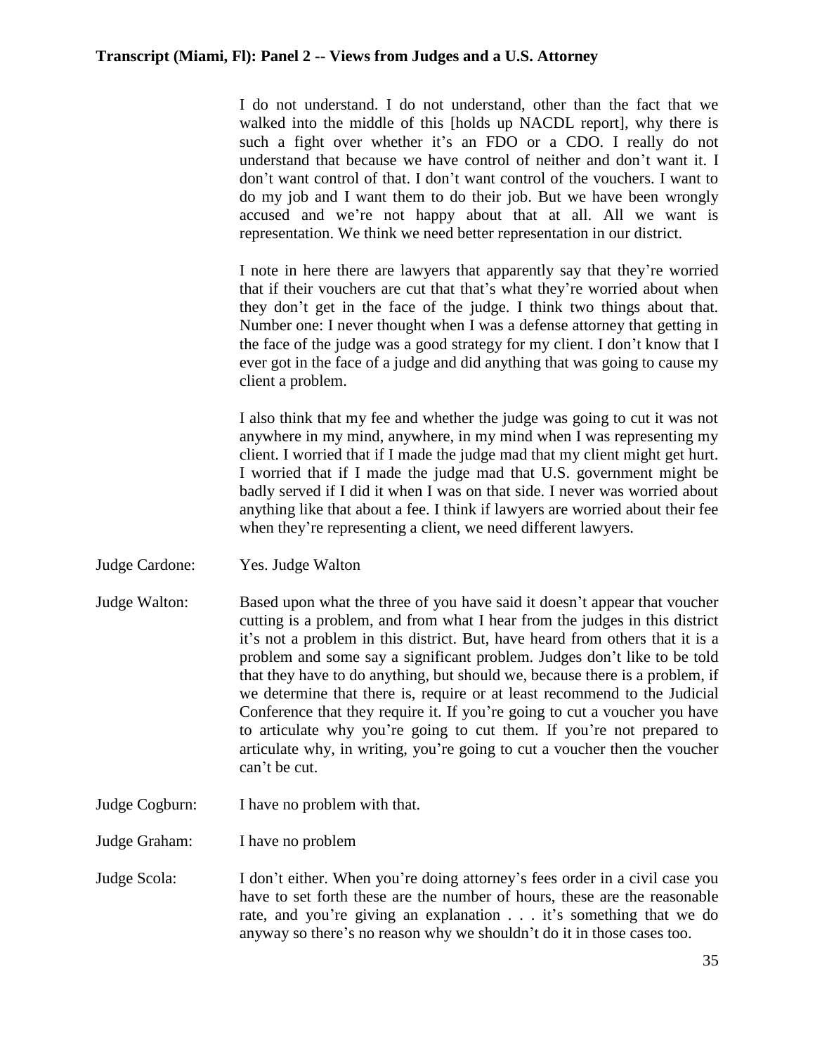I do not understand. I do not understand, other than the fact that we walked into the middle of this [holds up NACDL report], why there is such a fight over whether it's an FDO or a CDO. I really do not understand that because we have control of neither and don't want it. I don't want control of that. I don't want control of the vouchers. I want to do my job and I want them to do their job. But we have been wrongly accused and we're not happy about that at all. All we want is representation. We think we need better representation in our district.

I note in here there are lawyers that apparently say that they're worried that if their vouchers are cut that that's what they're worried about when they don't get in the face of the judge. I think two things about that. Number one: I never thought when I was a defense attorney that getting in the face of the judge was a good strategy for my client. I don't know that I ever got in the face of a judge and did anything that was going to cause my client a problem.

I also think that my fee and whether the judge was going to cut it was not anywhere in my mind, anywhere, in my mind when I was representing my client. I worried that if I made the judge mad that my client might get hurt. I worried that if I made the judge mad that U.S. government might be badly served if I did it when I was on that side. I never was worried about anything like that about a fee. I think if lawyers are worried about their fee when they're representing a client, we need different lawyers.

Judge Cardone: Yes. Judge Walton

Judge Walton: Based upon what the three of you have said it doesn't appear that voucher cutting is a problem, and from what I hear from the judges in this district it's not a problem in this district. But, have heard from others that it is a problem and some say a significant problem. Judges don't like to be told that they have to do anything, but should we, because there is a problem, if we determine that there is, require or at least recommend to the Judicial Conference that they require it. If you're going to cut a voucher you have to articulate why you're going to cut them. If you're not prepared to articulate why, in writing, you're going to cut a voucher then the voucher can't be cut.

Judge Cogburn: I have no problem with that.

Judge Graham: I have no problem

Judge Scola: I don't either. When you're doing attorney's fees order in a civil case you have to set forth these are the number of hours, these are the reasonable rate, and you're giving an explanation . . . it's something that we do anyway so there's no reason why we shouldn't do it in those cases too.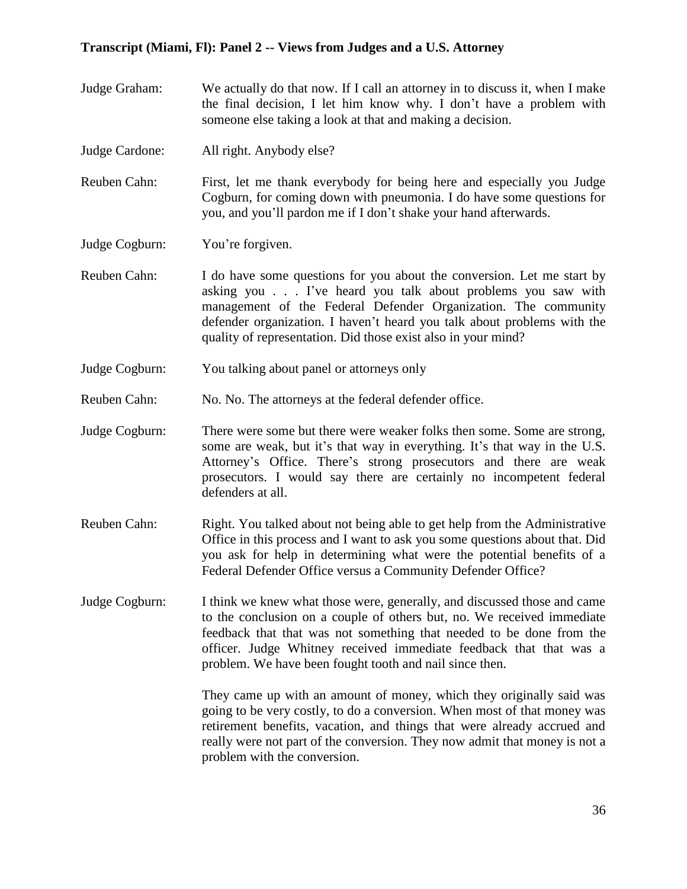Judge Graham: We actually do that now. If I call an attorney in to discuss it, when I make the final decision, I let him know why. I don't have a problem with someone else taking a look at that and making a decision.

Judge Cardone: All right. Anybody else?

Reuben Cahn: First, let me thank everybody for being here and especially you Judge Cogburn, for coming down with pneumonia. I do have some questions for you, and you'll pardon me if I don't shake your hand afterwards.

Judge Cogburn: You're forgiven.

Reuben Cahn: I do have some questions for you about the conversion. Let me start by asking you . . . I've heard you talk about problems you saw with management of the Federal Defender Organization. The community defender organization. I haven't heard you talk about problems with the quality of representation. Did those exist also in your mind?

Judge Cogburn: You talking about panel or attorneys only

Reuben Cahn: No. No. The attorneys at the federal defender office.

Judge Cogburn: There were some but there were weaker folks then some. Some are strong, some are weak, but it's that way in everything. It's that way in the U.S. Attorney's Office. There's strong prosecutors and there are weak prosecutors. I would say there are certainly no incompetent federal defenders at all.

Reuben Cahn: Right. You talked about not being able to get help from the Administrative Office in this process and I want to ask you some questions about that. Did you ask for help in determining what were the potential benefits of a Federal Defender Office versus a Community Defender Office?

Judge Cogburn: I think we knew what those were, generally, and discussed those and came to the conclusion on a couple of others but, no. We received immediate feedback that that was not something that needed to be done from the officer. Judge Whitney received immediate feedback that that was a problem. We have been fought tooth and nail since then.

They came up with an amount of money, which they originally said was going to be very costly, to do a conversion. When most of that money was retirement benefits, vacation, and things that were already accrued and really were not part of the conversion. They now admit that money is not a problem with the conversion.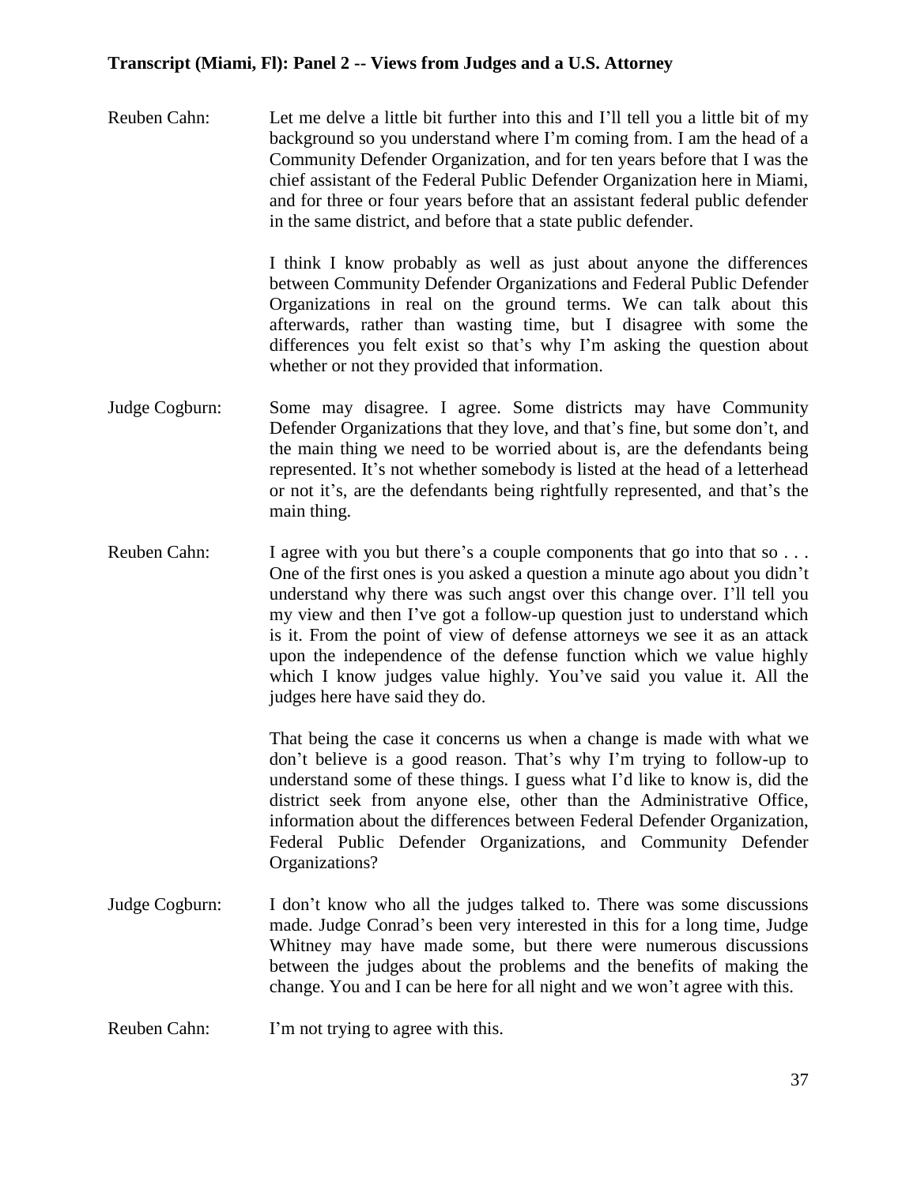Reuben Cahn: Let me delve a little bit further into this and I'll tell you a little bit of my background so you understand where I'm coming from. I am the head of a Community Defender Organization, and for ten years before that I was the chief assistant of the Federal Public Defender Organization here in Miami, and for three or four years before that an assistant federal public defender in the same district, and before that a state public defender.

I think I know probably as well as just about anyone the differences between Community Defender Organizations and Federal Public Defender Organizations in real on the ground terms. We can talk about this afterwards, rather than wasting time, but I disagree with some the differences you felt exist so that's why I'm asking the question about whether or not they provided that information.

Judge Cogburn: Some may disagree. I agree. Some districts may have Community Defender Organizations that they love, and that's fine, but some don't, and the main thing we need to be worried about is, are the defendants being represented. It's not whether somebody is listed at the head of a letterhead or not it's, are the defendants being rightfully represented, and that's the main thing.

Reuben Cahn: I agree with you but there's a couple components that go into that so . . . One of the first ones is you asked a question a minute ago about you didn't understand why there was such angst over this change over. I'll tell you my view and then I've got a follow-up question just to understand which is it. From the point of view of defense attorneys we see it as an attack upon the independence of the defense function which we value highly which I know judges value highly. You've said you value it. All the judges here have said they do.

That being the case it concerns us when a change is made with what we don't believe is a good reason. That's why I'm trying to follow-up to understand some of these things. I guess what I'd like to know is, did the district seek from anyone else, other than the Administrative Office, information about the differences between Federal Defender Organization, Federal Public Defender Organizations, and Community Defender Organizations?

Judge Cogburn: I don't know who all the judges talked to. There was some discussions made. Judge Conrad's been very interested in this for a long time, Judge Whitney may have made some, but there were numerous discussions between the judges about the problems and the benefits of making the change. You and I can be here for all night and we won't agree with this.

Reuben Cahn: I'm not trying to agree with this.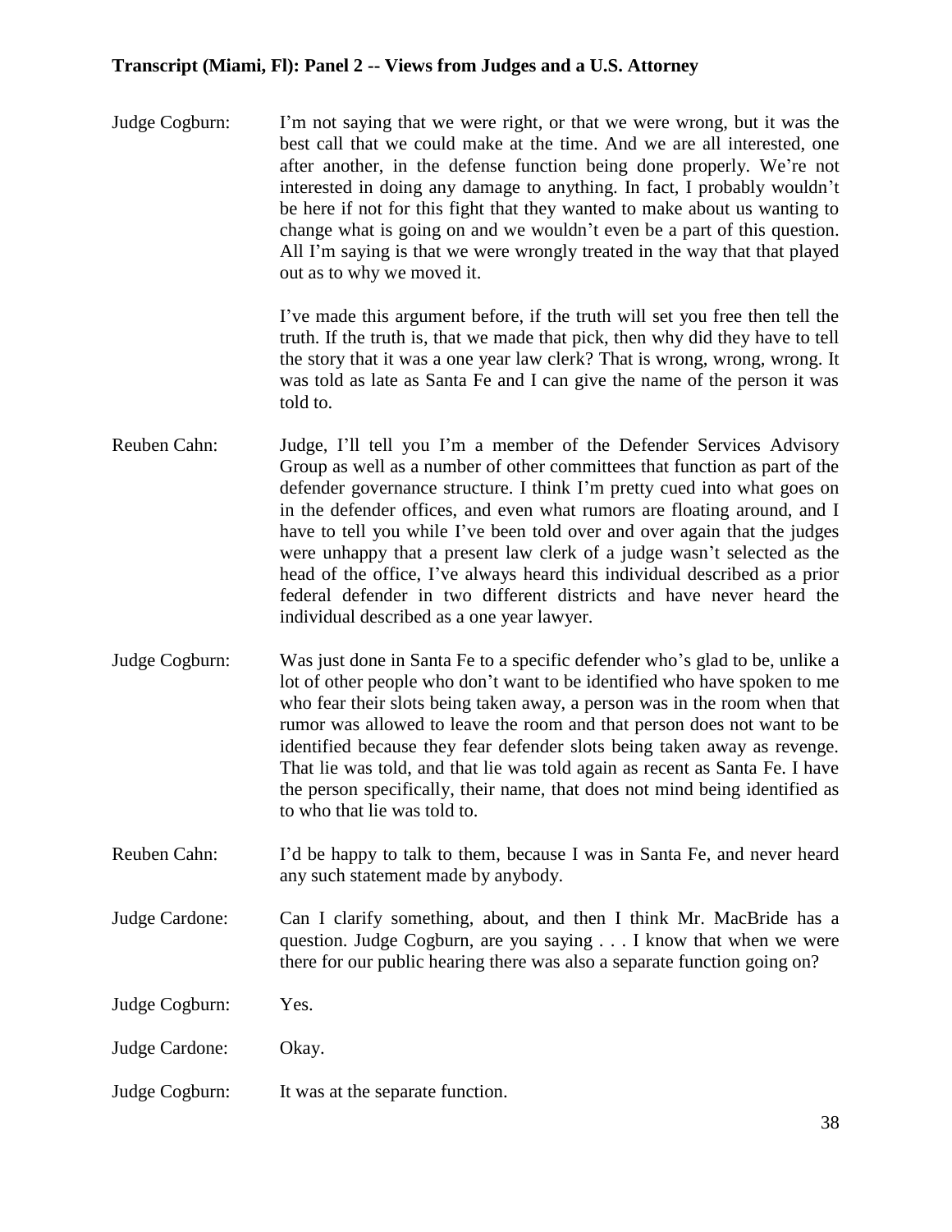Judge Cogburn: I'm not saying that we were right, or that we were wrong, but it was the best call that we could make at the time. And we are all interested, one after another, in the defense function being done properly. We're not interested in doing any damage to anything. In fact, I probably wouldn't be here if not for this fight that they wanted to make about us wanting to change what is going on and we wouldn't even be a part of this question. All I'm saying is that we were wrongly treated in the way that that played out as to why we moved it.

I've made this argument before, if the truth will set you free then tell the truth. If the truth is, that we made that pick, then why did they have to tell the story that it was a one year law clerk? That is wrong, wrong, wrong. It was told as late as Santa Fe and I can give the name of the person it was told to.

Reuben Cahn: Judge, I'll tell you I'm a member of the Defender Services Advisory Group as well as a number of other committees that function as part of the defender governance structure. I think I'm pretty cued into what goes on in the defender offices, and even what rumors are floating around, and I have to tell you while I've been told over and over again that the judges were unhappy that a present law clerk of a judge wasn't selected as the head of the office, I've always heard this individual described as a prior federal defender in two different districts and have never heard the individual described as a one year lawyer.

Judge Cogburn: Was just done in Santa Fe to a specific defender who's glad to be, unlike a lot of other people who don't want to be identified who have spoken to me who fear their slots being taken away, a person was in the room when that rumor was allowed to leave the room and that person does not want to be identified because they fear defender slots being taken away as revenge. That lie was told, and that lie was told again as recent as Santa Fe. I have the person specifically, their name, that does not mind being identified as to who that lie was told to.

Reuben Cahn: I'd be happy to talk to them, because I was in Santa Fe, and never heard any such statement made by anybody.

Judge Cardone: Can I clarify something, about, and then I think Mr. MacBride has a question. Judge Cogburn, are you saying . . . I know that when we were there for our public hearing there was also a separate function going on?

Judge Cogburn: Yes.

Judge Cardone: Okay.

Judge Cogburn: It was at the separate function.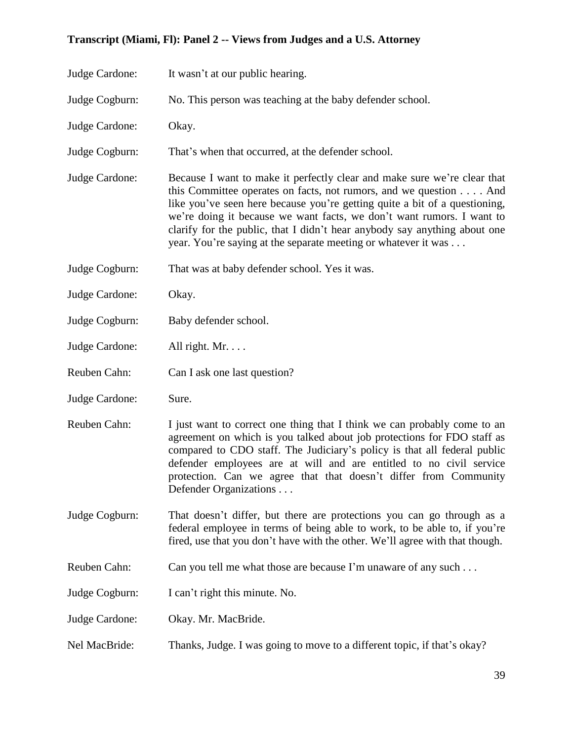Judge Cardone: It wasn't at our public hearing.

Judge Cogburn: No. This person was teaching at the baby defender school.

Judge Cardone: Okay.

Judge Cogburn: That's when that occurred, at the defender school.

Judge Cardone: Because I want to make it perfectly clear and make sure we're clear that this Committee operates on facts, not rumors, and we question . . . . And like you've seen here because you're getting quite a bit of a questioning, we're doing it because we want facts, we don't want rumors. I want to clarify for the public, that I didn't hear anybody say anything about one year. You're saying at the separate meeting or whatever it was . . .

Judge Cogburn: That was at baby defender school. Yes it was.

Judge Cardone: Okay.

Judge Cogburn: Baby defender school.

Judge Cardone: All right. Mr. . . .

Reuben Cahn: Can I ask one last question?

Judge Cardone: Sure.

Reuben Cahn: I just want to correct one thing that I think we can probably come to an agreement on which is you talked about job protections for FDO staff as compared to CDO staff. The Judiciary's policy is that all federal public defender employees are at will and are entitled to no civil service protection. Can we agree that that doesn't differ from Community Defender Organizations . . .

Judge Cogburn: That doesn't differ, but there are protections you can go through as a federal employee in terms of being able to work, to be able to, if you're fired, use that you don't have with the other. We'll agree with that though.

Reuben Cahn: Can you tell me what those are because I'm unaware of any such . . .

Judge Cogburn: I can't right this minute. No.

Judge Cardone: Okay. Mr. MacBride.

Nel MacBride: Thanks, Judge. I was going to move to a different topic, if that's okay?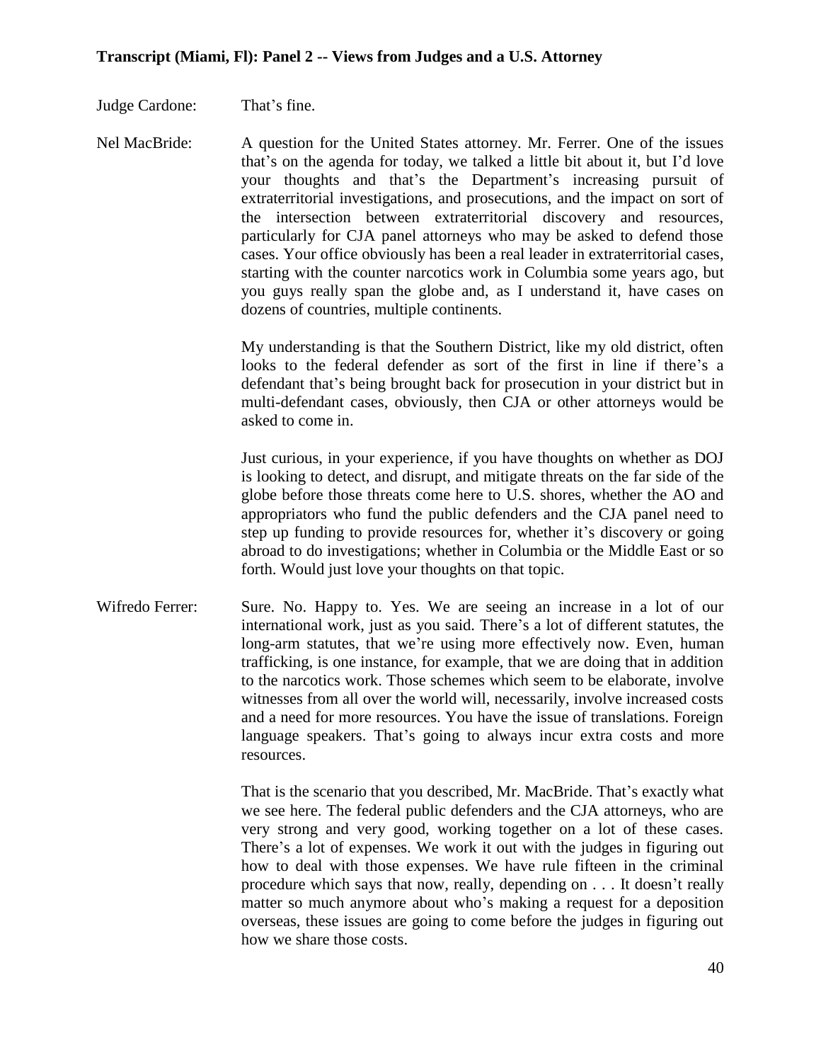**Transcript (Miami, Fl): Panel 2 -- Views from Judges and a U.S. Attorney**

Judge Cardone: That's fine.

Nel MacBride: A question for the United States attorney. Mr. Ferrer. One of the issues that's on the agenda for today, we talked a little bit about it, but I'd love your thoughts and that's the Department's increasing pursuit of extraterritorial investigations, and prosecutions, and the impact on sort of the intersection between extraterritorial discovery and resources, particularly for CJA panel attorneys who may be asked to defend those cases. Your office obviously has been a real leader in extraterritorial cases, starting with the counter narcotics work in Columbia some years ago, but you guys really span the globe and, as I understand it, have cases on dozens of countries, multiple continents.

My understanding is that the Southern District, like my old district, often looks to the federal defender as sort of the first in line if there's a defendant that's being brought back for prosecution in your district but in multi-defendant cases, obviously, then CJA or other attorneys would be asked to come in.

Just curious, in your experience, if you have thoughts on whether as DOJ is looking to detect, and disrupt, and mitigate threats on the far side of the globe before those threats come here to U.S. shores, whether the AO and appropriators who fund the public defenders and the CJA panel need to step up funding to provide resources for, whether it's discovery or going abroad to do investigations; whether in Columbia or the Middle East or so forth. Would just love your thoughts on that topic.

Wifredo Ferrer: Sure. No. Happy to. Yes. We are seeing an increase in a lot of our international work, just as you said. There's a lot of different statutes, the long-arm statutes, that we're using more effectively now. Even, human trafficking, is one instance, for example, that we are doing that in addition to the narcotics work. Those schemes which seem to be elaborate, involve witnesses from all over the world will, necessarily, involve increased costs and a need for more resources. You have the issue of translations. Foreign language speakers. That's going to always incur extra costs and more resources.

That is the scenario that you described, Mr. MacBride. That's exactly what we see here. The federal public defenders and the CJA attorneys, who are very strong and very good, working together on a lot of these cases. There's a lot of expenses. We work it out with the judges in figuring out how to deal with those expenses. We have rule fifteen in the criminal procedure which says that now, really, depending on . . . It doesn't really matter so much anymore about who's making a request for a deposition overseas, these issues are going to come before the judges in figuring out how we share those costs.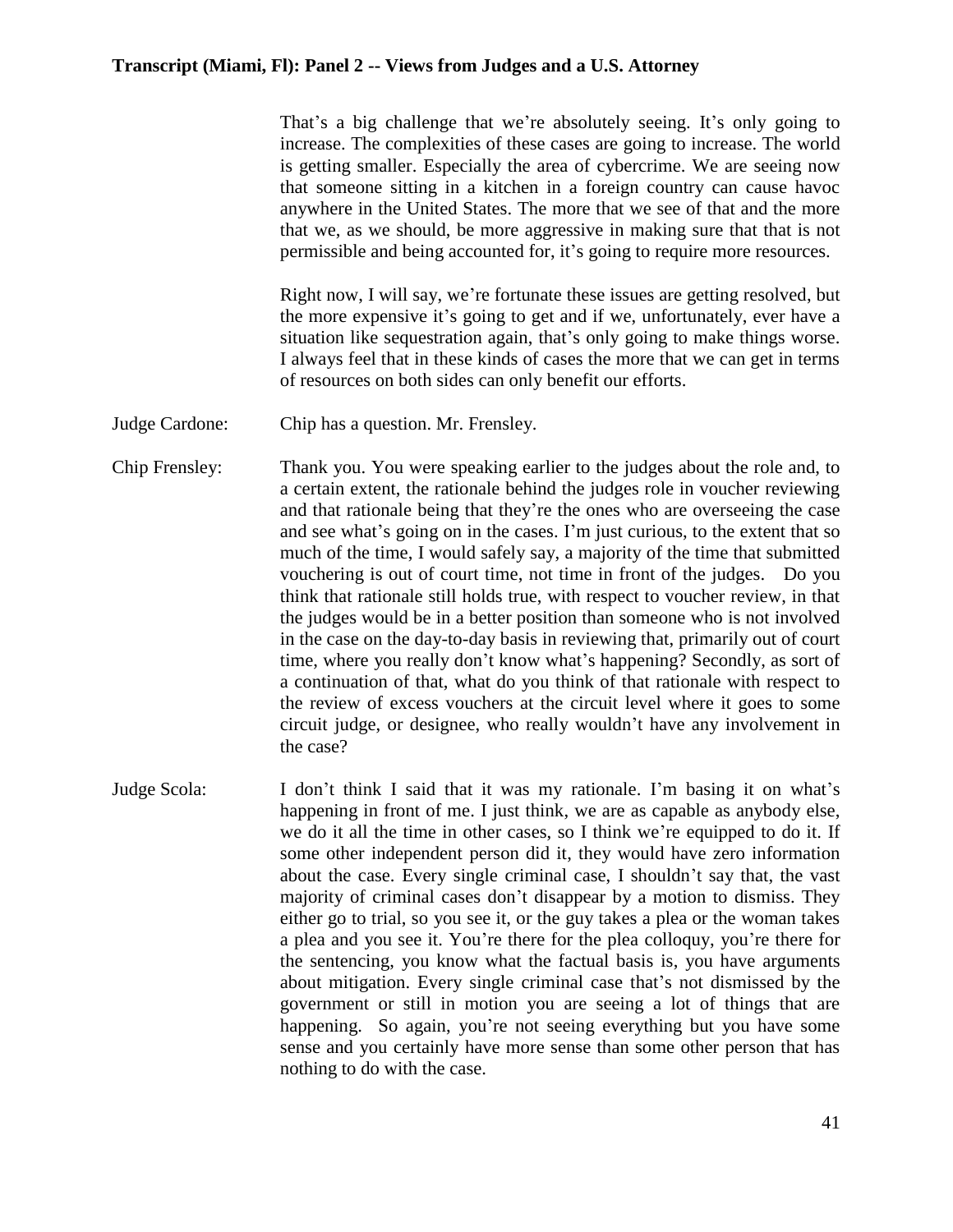That's a big challenge that we're absolutely seeing. It's only going to increase. The complexities of these cases are going to increase. The world is getting smaller. Especially the area of cybercrime. We are seeing now that someone sitting in a kitchen in a foreign country can cause havoc anywhere in the United States. The more that we see of that and the more that we, as we should, be more aggressive in making sure that that is not permissible and being accounted for, it's going to require more resources.

Right now, I will say, we're fortunate these issues are getting resolved, but the more expensive it's going to get and if we, unfortunately, ever have a situation like sequestration again, that's only going to make things worse. I always feel that in these kinds of cases the more that we can get in terms of resources on both sides can only benefit our efforts.

**Judge Cardone:** Chip has a question. Mr. Frensley.

**Chip Frensley:** Thank you. You were speaking earlier to the judges about the role and, to a certain extent, the rationale behind the judges role in voucher reviewing and that rationale being that they're the ones who are overseeing the case and see what's going on in the cases. I'm just curious, to the extent that so much of the time, I would safely say, a majority of the time that submitted vouchering is out of court time, not time in front of the judges. Do you think that rationale still holds true, with respect to voucher review, in that the judges would be in a better position than someone who is not involved in the case on the day-to-day basis in reviewing that, primarily out of court time, where you really don't know what's happening? Secondly, as sort of a continuation of that, what do you think of that rationale with respect to the review of excess vouchers at the circuit level where it goes to some circuit judge, or designee, who really wouldn't have any involvement in the case?

**Judge Scola:** I don't think I said that it was my rationale. I'm basing it on what's happening in front of me. I just think, we are as capable as anybody else, we do it all the time in other cases, so I think we're equipped to do it. If some other independent person did it, they would have zero information about the case. Every single criminal case, I shouldn't say that, the vast majority of criminal cases don't disappear by a motion to dismiss. They either go to trial, so you see it, or the guy takes a plea or the woman takes a plea and you see it. You're there for the plea colloquy, you're there for the sentencing, you know what the factual basis is, you have arguments about mitigation. Every single criminal case that's not dismissed by the government or still in motion you are seeing a lot of things that are happening. So again, you're not seeing everything but you have some sense and you certainly have more sense than some other person that has nothing to do with the case.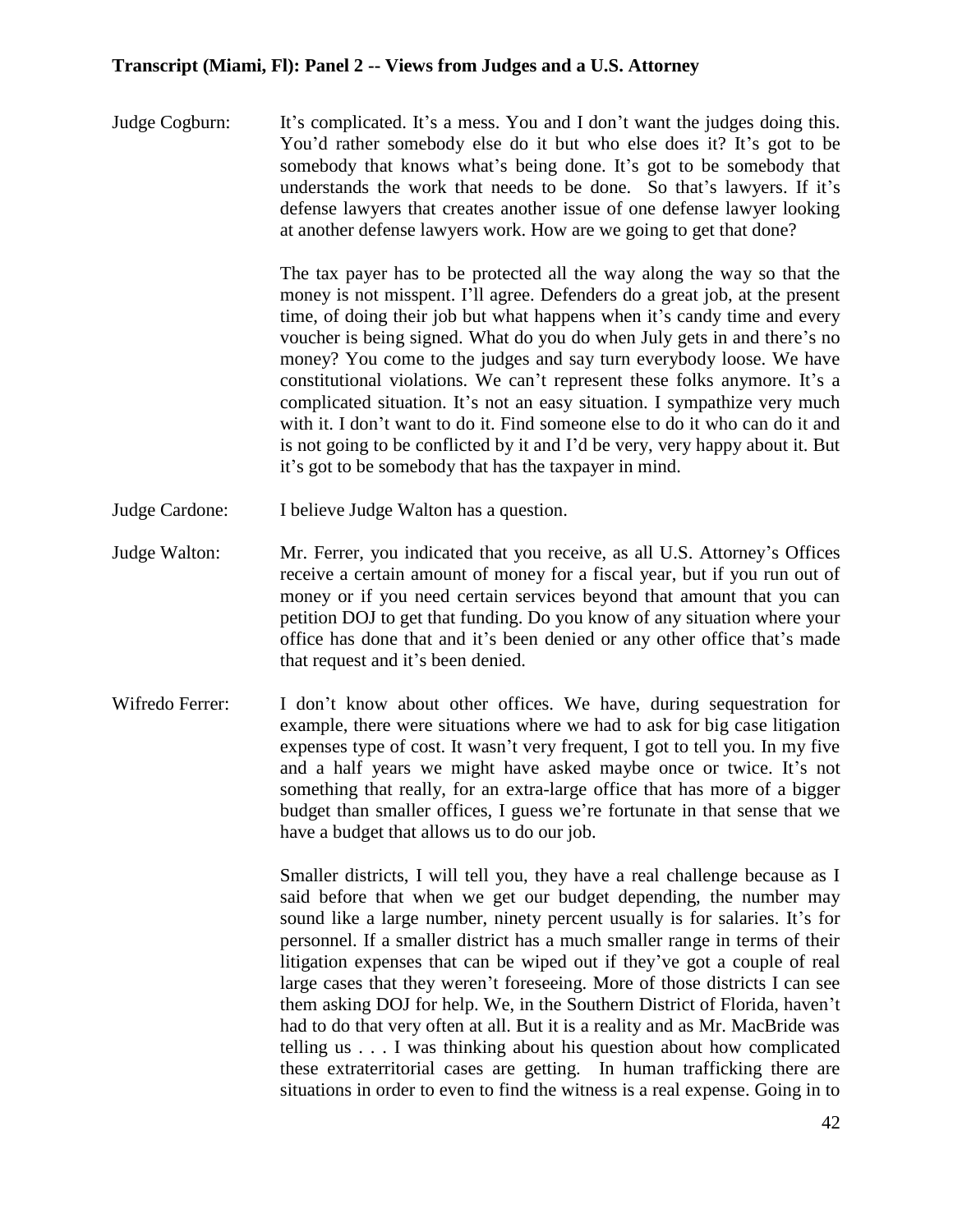Judge Cogburn: It's complicated. It's a mess. You and I don't want the judges doing this. You'd rather somebody else do it but who else does it? It's got to be somebody that knows what's being done. It's got to be somebody that understands the work that needs to be done. So that's lawyers. If it's defense lawyers that creates another issue of one defense lawyer looking at another defense lawyers work. How are we going to get that done?

The tax payer has to be protected all the way along the way so that the money is not misspent. I'll agree. Defenders do a great job, at the present time, of doing their job but what happens when it's candy time and every voucher is being signed. What do you do when July gets in and there's no money? You come to the judges and say turn everybody loose. We have constitutional violations. We can't represent these folks anymore. It's a complicated situation. It's not an easy situation. I sympathize very much with it. I don't want to do it. Find someone else to do it who can do it and is not going to be conflicted by it and I'd be very, very happy about it. But it's got to be somebody that has the taxpayer in mind.

Judge Cardone: I believe Judge Walton has a question.

Judge Walton: Mr. Ferrer, you indicated that you receive, as all U.S. Attorney's Offices receive a certain amount of money for a fiscal year, but if you run out of money or if you need certain services beyond that amount that you can petition DOJ to get that funding. Do you know of any situation where your office has done that and it's been denied or any other office that's made that request and it's been denied.

Wifredo Ferrer: I don't know about other offices. We have, during sequestration for example, there were situations where we had to ask for big case litigation expenses type of cost. It wasn't very frequent, I got to tell you. In my five and a half years we might have asked maybe once or twice. It's not something that really, for an extra-large office that has more of a bigger budget than smaller offices, I guess we're fortunate in that sense that we have a budget that allows us to do our job.

Smaller districts, I will tell you, they have a real challenge because as I said before that when we get our budget depending, the number may sound like a large number, ninety percent usually is for salaries. It's for personnel. If a smaller district has a much smaller range in terms of their litigation expenses that can be wiped out if they've got a couple of real large cases that they weren't foreseeing. More of those districts I can see them asking DOJ for help. We, in the Southern District of Florida, haven't had to do that very often at all. But it is a reality and as Mr. MacBride was telling us . . . I was thinking about his question about how complicated these extraterritorial cases are getting. In human trafficking there are situations in order to even to find the witness is a real expense. Going in to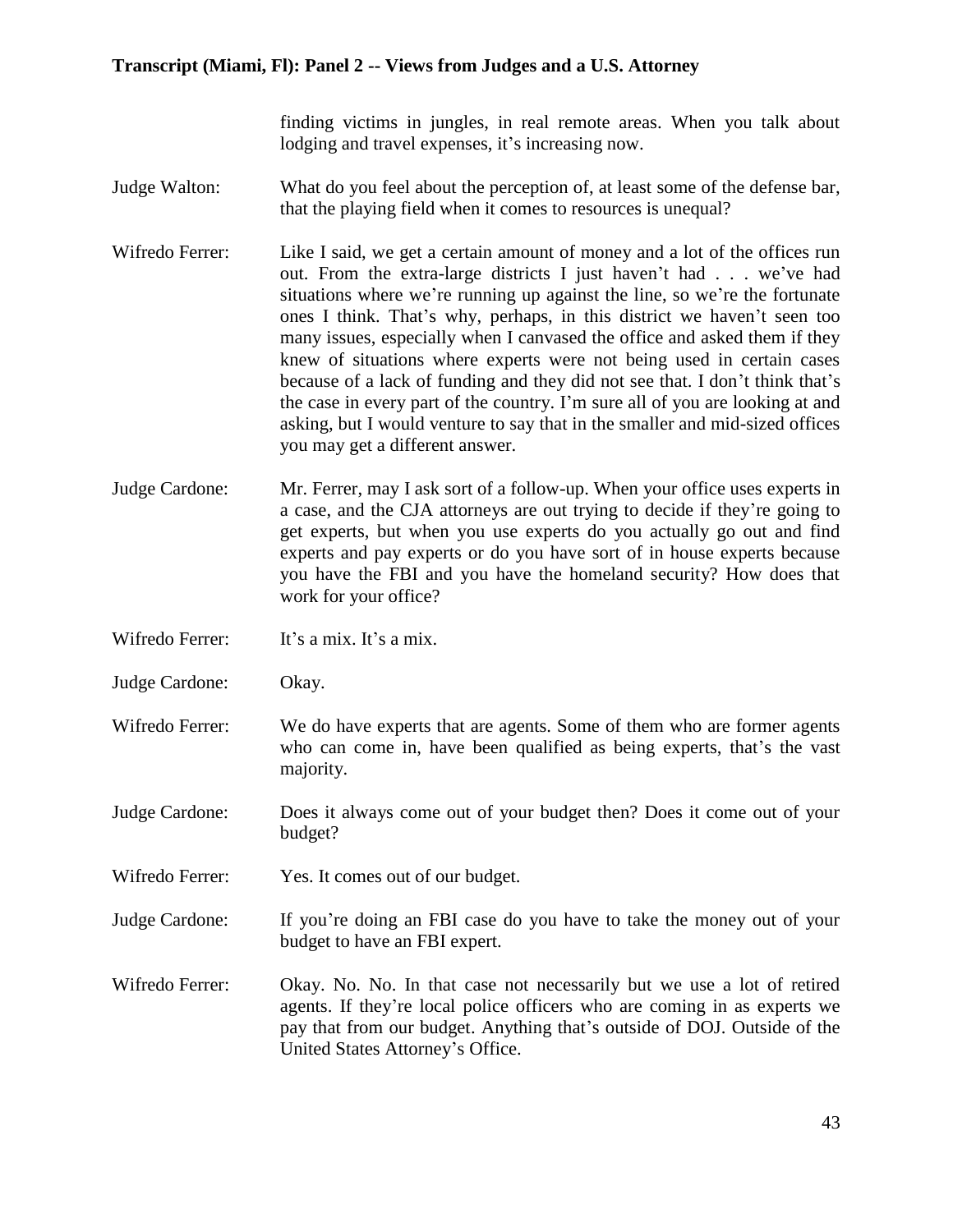finding victims in jungles, in real remote areas. When you talk about lodging and travel expenses, it's increasing now.

Judge Walton: What do you feel about the perception of, at least some of the defense bar, that the playing field when it comes to resources is unequal?

Wifredo Ferrer: Like I said, we get a certain amount of money and a lot of the offices run out. From the extra-large districts I just haven't had . . . we've had situations where we're running up against the line, so we're the fortunate ones I think. That's why, perhaps, in this district we haven't seen too many issues, especially when I canvased the office and asked them if they knew of situations where experts were not being used in certain cases because of a lack of funding and they did not see that. I don't think that's the case in every part of the country. I'm sure all of you are looking at and asking, but I would venture to say that in the smaller and mid-sized offices you may get a different answer.

Judge Cardone: Mr. Ferrer, may I ask sort of a follow-up. When your office uses experts in a case, and the CJA attorneys are out trying to decide if they're going to get experts, but when you use experts do you actually go out and find experts and pay experts or do you have sort of in house experts because you have the FBI and you have the homeland security? How does that work for your office?

Wifredo Ferrer: It's a mix. It's a mix.

Judge Cardone: Okay.

Wifredo Ferrer: We do have experts that are agents. Some of them who are former agents who can come in, have been qualified as being experts, that's the vast majority.

Judge Cardone: Does it always come out of your budget then? Does it come out of your budget?

Wifredo Ferrer: Yes. It comes out of our budget.

Judge Cardone: If you're doing an FBI case do you have to take the money out of your budget to have an FBI expert.

Wifredo Ferrer: Okay. No. No. In that case not necessarily but we use a lot of retired agents. If they're local police officers who are coming in as experts we pay that from our budget. Anything that's outside of DOJ. Outside of the United States Attorney's Office.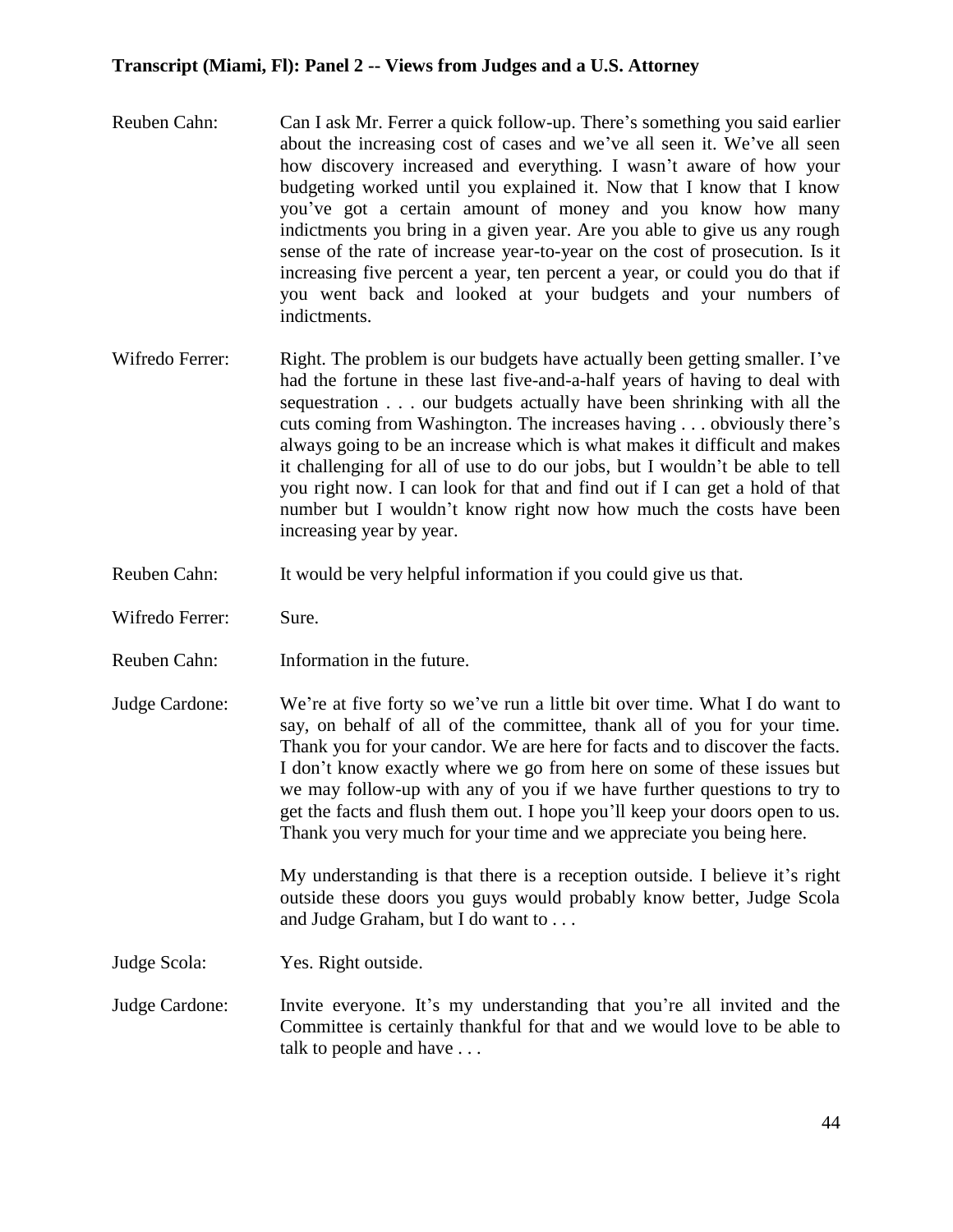Reuben Cahn: Can I ask Mr. Ferrer a quick follow-up. There's something you said earlier about the increasing cost of cases and we've all seen it. We've all seen how discovery increased and everything. I wasn't aware of how your budgeting worked until you explained it. Now that I know that I know you've got a certain amount of money and you know how many indictments you bring in a given year. Are you able to give us any rough sense of the rate of increase year-to-year on the cost of prosecution. Is it increasing five percent a year, ten percent a year, or could you do that if you went back and looked at your budgets and your numbers of indictments.

Wifredo Ferrer: Right. The problem is our budgets have actually been getting smaller. I've had the fortune in these last five-and-a-half years of having to deal with sequestration . . . our budgets actually have been shrinking with all the cuts coming from Washington. The increases having . . . obviously there's always going to be an increase which is what makes it difficult and makes it challenging for all of use to do our jobs, but I wouldn't be able to tell you right now. I can look for that and find out if I can get a hold of that number but I wouldn't know right now how much the costs have been increasing year by year.

Reuben Cahn: It would be very helpful information if you could give us that.

Wifredo Ferrer: Sure.

Reuben Cahn: Information in the future.

Judge Cardone: We're at five forty so we've run a little bit over time. What I do want to say, on behalf of all of the committee, thank all of you for your time. Thank you for your candor. We are here for facts and to discover the facts. I don't know exactly where we go from here on some of these issues but we may follow-up with any of you if we have further questions to try to get the facts and flush them out. I hope you'll keep your doors open to us. Thank you very much for your time and we appreciate you being here.

My understanding is that there is a reception outside. I believe it's right outside these doors you guys would probably know better, Judge Scola and Judge Graham, but I do want to . . .

Judge Scola: Yes. Right outside.

Judge Cardone: Invite everyone. It's my understanding that you're all invited and the Committee is certainly thankful for that and we would love to be able to talk to people and have . . .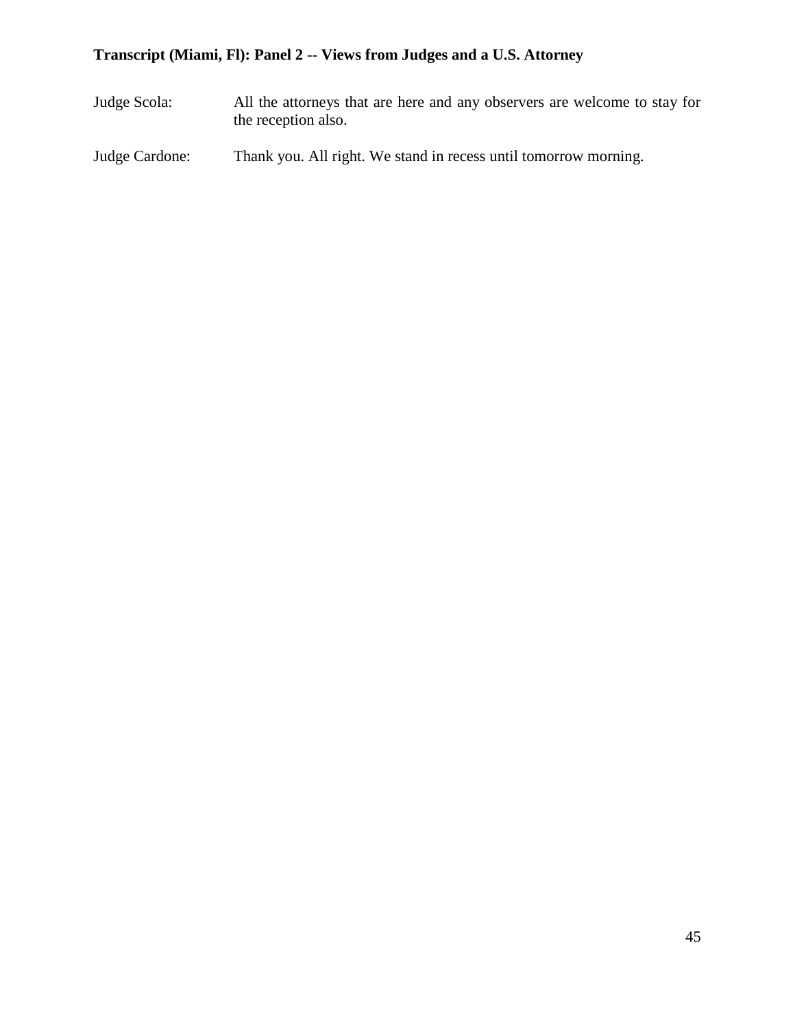**Transcript (Miami, Fl): Panel 2 -- Views from Judges and a U.S. Attorney**

Judge Scola: All the attorneys that are here and any observers are welcome to stay for the reception also.

Judge Cardone: Thank you. All right. We stand in recess until tomorrow morning.